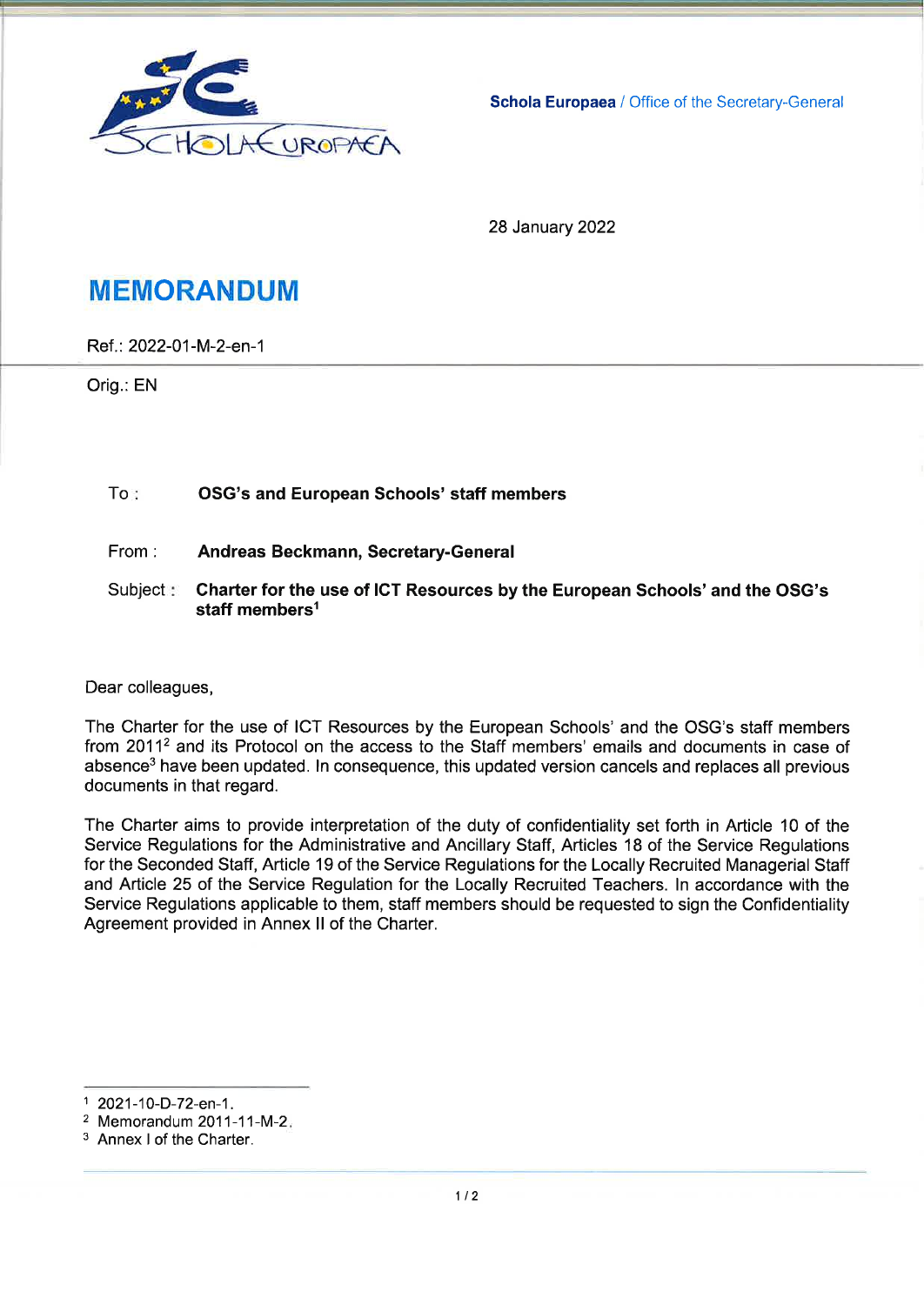**Schola Europaea** / Office of the Secretary-General

28 January 2022

# MEMORANDUM

Ref.: 2022-01-M-2-en-1

Orig.: EN

To : **OSG's and European Schools' staff members**

From : **Andreas Beckmann, Secretary-General**

Subject : **Charter for the use of ICT Resources by the European Schools' and the OSG's staff members**[1]

Dear colleagues,

The Charter for the use of ICT Resources by the European Schools' and the OSG's staff members from 2011[2] and its Protocol on the access to the Staff members' emails and documents in case of absence[3] have been updated. In consequence, this updated version cancels and replaces all previous documents in that regard.

The Charter aims to provide interpretation of the duty of confidentiality set forth in Article 10 of the Service Regulations for the Administrative and Ancillary Staff, Articles 18 of the Service Regulations for the Seconded Staff, Article 19 of the Service Regulations for the Locally Recruited Managerial Staff and Article 25 of the Service Regulation for the Locally Recruited Teachers. In accordance with the Service Regulations applicable to them, staff members should be requested to sign the Confidentiality Agreement provided in Annex II of the Charter.

[1] 2021-10-D-72-en-1.

[2] Memorandum 2011-11-M-2.

[3] Annex I of the Charter.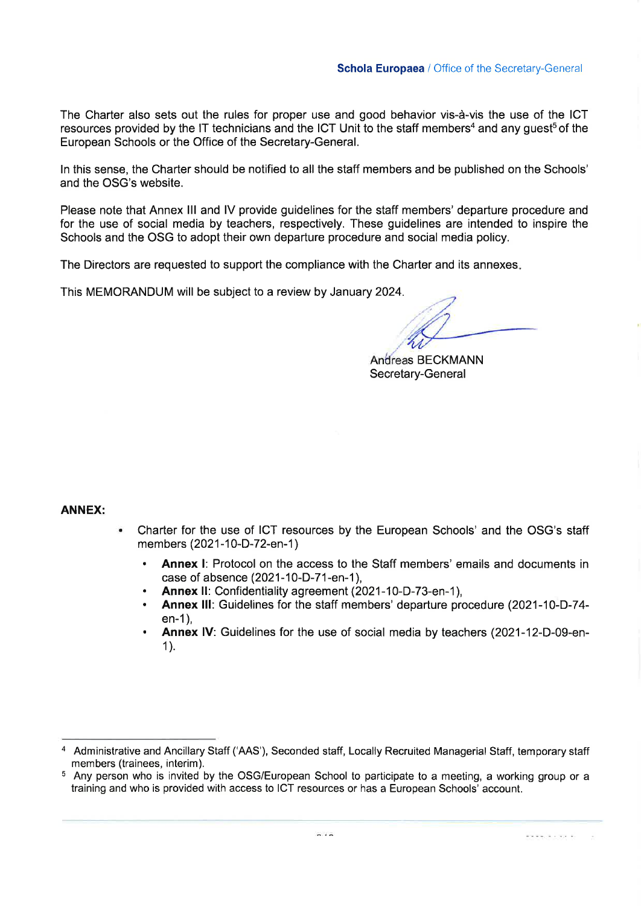The Charter also sets out the rules for proper use and good behavior vis-à-vis the use of the ICT resources provided by the IT technicians and the ICT Unit to the staff members[4] and any guest[5] of the European Schools or the Office of the Secretary-General.

In this sense, the Charter should be notified to all the staff members and be published on the Schools' and the OSG's website.

Please note that Annex III and IV provide guidelines for the staff members' departure procedure and for the use of social media by teachers, respectively. These guidelines are intended to inspire the Schools and the OSG to adopt their own departure procedure and social media policy.

The Directors are requested to support the compliance with the Charter and its annexes.

This MEMORANDUM will be subject to a review by January 2024.

Andreas BECKMANN
Secretary-General

**ANNEX:**

- Charter for the use of ICT resources by the European Schools' and the OSG's staff members (2021-10-D-72-en-1)
  - **Annex I**: Protocol on the access to the Staff members' emails and documents in case of absence (2021-10-D-71-en-1),
  - **Annex II**: Confidentiality agreement (2021-10-D-73-en-1),
  - **Annex III**: Guidelines for the staff members' departure procedure (2021-10-D-74-en-1),
  - **Annex IV**: Guidelines for the use of social media by teachers (2021-12-D-09-en-1).

---

[4] Administrative and Ancillary Staff ('AAS'), Seconded staff, Locally Recruited Managerial Staff, temporary staff members (trainees, interim).

[5] Any person who is invited by the OSG/European School to participate to a meeting, a working group or a training and who is provided with access to ICT resources or has a European Schools' account.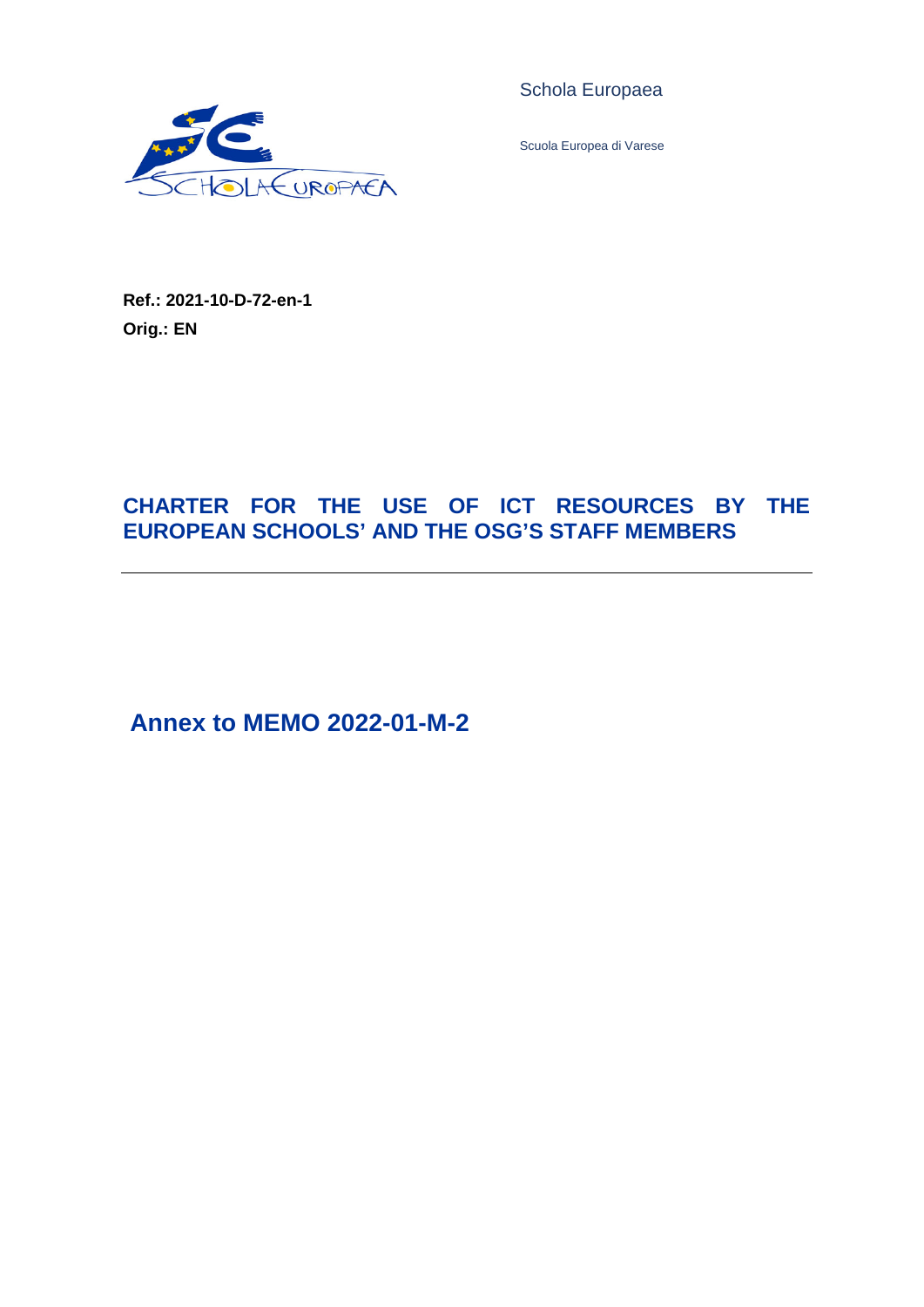Schola Europaea

Scuola Europea di Varese

**Ref.: 2021-10-D-72-en-1**
**Orig.: EN**

# CHARTER FOR THE USE OF ICT RESOURCES BY THE EUROPEAN SCHOOLS' AND THE OSG'S STAFF MEMBERS

## Annex to MEMO 2022-01-M-2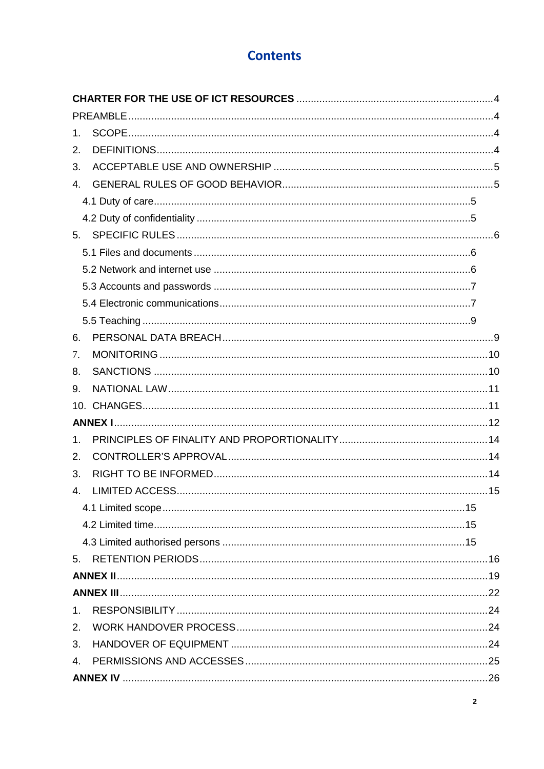# Contents

**CHARTER FOR THE USE OF ICT RESOURCES** .................................................................... 4

PREAMBLE .................................................................................................................... 4

1. SCOPE ..................................................................................................................... 4
2. DEFINITIONS ........................................................................................................... 4
3. ACCEPTABLE USE AND OWNERSHIP ................................................................... 5
4. GENERAL RULES OF GOOD BEHAVIOR ................................................................ 5
   - 4.1 Duty of care ...................................................................................................... 5
   - 4.2 Duty of confidentiality ........................................................................................ 5
5. SPECIFIC RULES ..................................................................................................... 6
   - 5.1 Files and documents ......................................................................................... 6
   - 5.2 Network and internet use .................................................................................. 6
   - 5.3 Accounts and passwords .................................................................................. 7
   - 5.4 Electronic communications ................................................................................ 7
   - 5.5 Teaching ........................................................................................................... 9
6. PERSONAL DATA BREACH ..................................................................................... 9
7. MONITORING ......................................................................................................... 10
8. SANCTIONS ........................................................................................................... 10
9. NATIONAL LAW ...................................................................................................... 11
10. CHANGES ............................................................................................................. 11

**ANNEX I** ..................................................................................................................... 12

1. PRINCIPLES OF FINALITY AND PROPORTIONALITY ........................................... 14
2. CONTROLLER'S APPROVAL .................................................................................. 14
3. RIGHT TO BE INFORMED ....................................................................................... 14
4. LIMITED ACCESS .................................................................................................... 15
   - 4.1 Limited scope .................................................................................................. 15
   - 4.2 Limited time ..................................................................................................... 15
   - 4.3 Limited authorised persons ............................................................................. 15
5. RETENTION PERIODS ............................................................................................ 16

**ANNEX II** .................................................................................................................... 19

**ANNEX III** ................................................................................................................... 22

1. RESPONSIBILITY .................................................................................................... 24
2. WORK HANDOVER PROCESS ............................................................................... 24
3. HANDOVER OF EQUIPMENT ................................................................................. 24
4. PERMISSIONS AND ACCESSES ............................................................................ 25

**ANNEX IV** .................................................................................................................... 26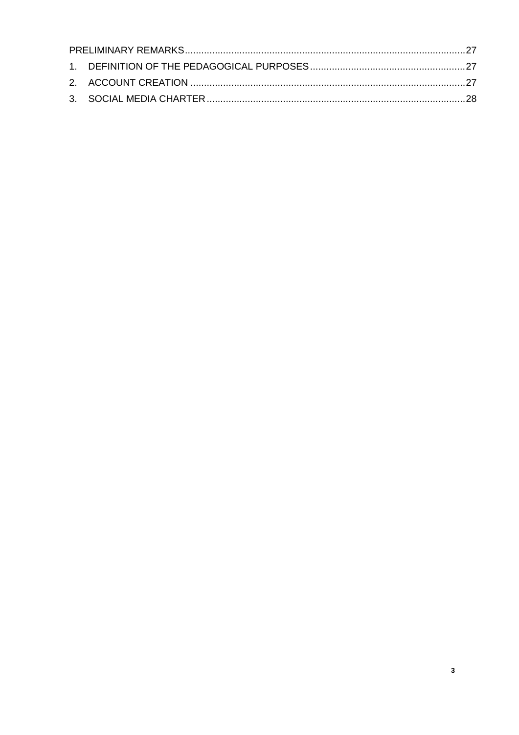PRELIMINARY REMARKS ..... 27

1. DEFINITION OF THE PEDAGOGICAL PURPOSES ..... 27
2. ACCOUNT CREATION ..... 27
3. SOCIAL MEDIA CHARTER ..... 28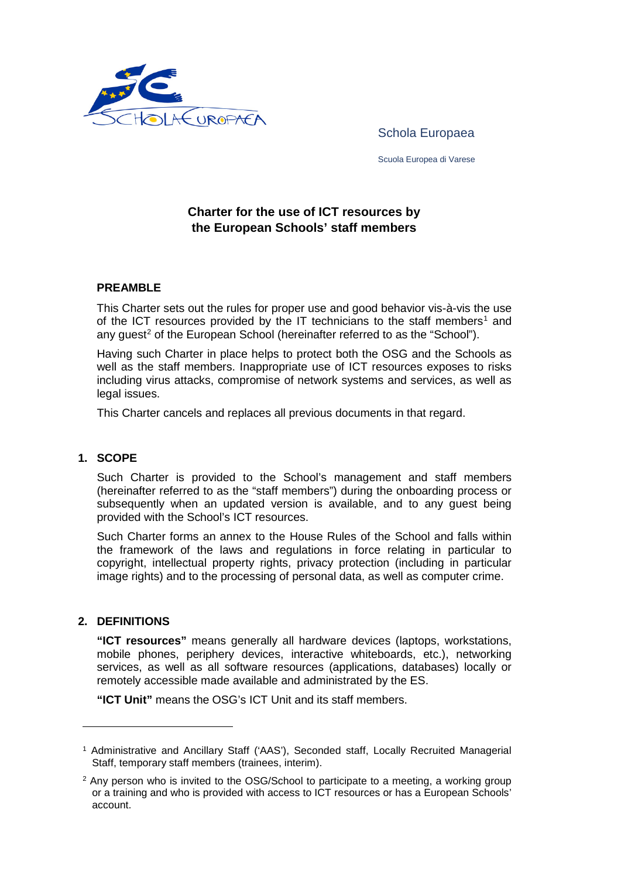Schola Europaea

Scuola Europea di Varese

# Charter for the use of ICT resources by the European Schools' staff members

## PREAMBLE

This Charter sets out the rules for proper use and good behavior vis-à-vis the use of the ICT resources provided by the IT technicians to the staff members[1] and any guest[2] of the European School (hereinafter referred to as the "School").

Having such Charter in place helps to protect both the OSG and the Schools as well as the staff members. Inappropriate use of ICT resources exposes to risks including virus attacks, compromise of network systems and services, as well as legal issues.

This Charter cancels and replaces all previous documents in that regard.

## 1. SCOPE

Such Charter is provided to the School's management and staff members (hereinafter referred to as the "staff members") during the onboarding process or subsequently when an updated version is available, and to any guest being provided with the School's ICT resources.

Such Charter forms an annex to the House Rules of the School and falls within the framework of the laws and regulations in force relating in particular to copyright, intellectual property rights, privacy protection (including in particular image rights) and to the processing of personal data, as well as computer crime.

## 2. DEFINITIONS

**"ICT resources"** means generally all hardware devices (laptops, workstations, mobile phones, periphery devices, interactive whiteboards, etc.), networking services, as well as all software resources (applications, databases) locally or remotely accessible made available and administrated by the ES.

**"ICT Unit"** means the OSG's ICT Unit and its staff members.

---

[1] Administrative and Ancillary Staff ('AAS'), Seconded staff, Locally Recruited Managerial Staff, temporary staff members (trainees, interim).

[2] Any person who is invited to the OSG/School to participate to a meeting, a working group or a training and who is provided with access to ICT resources or has a European Schools' account.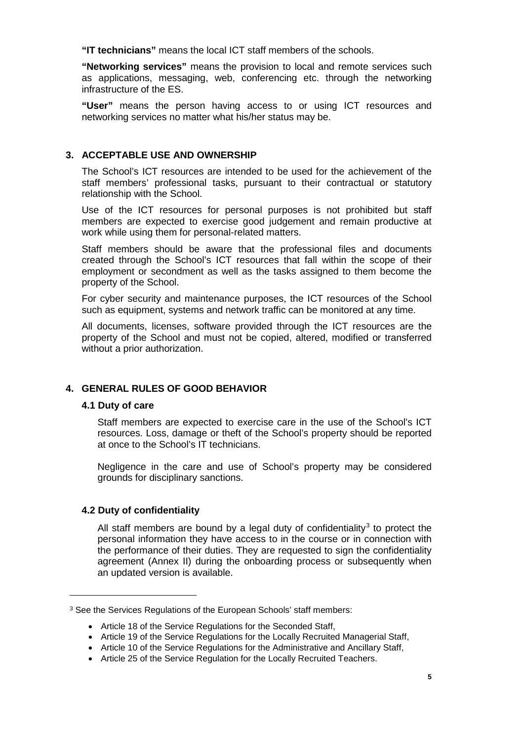**"IT technicians"** means the local ICT staff members of the schools.

**"Networking services"** means the provision to local and remote services such as applications, messaging, web, conferencing etc. through the networking infrastructure of the ES.

**"User"** means the person having access to or using ICT resources and networking services no matter what his/her status may be.

## 3. ACCEPTABLE USE AND OWNERSHIP

The School's ICT resources are intended to be used for the achievement of the staff members' professional tasks, pursuant to their contractual or statutory relationship with the School.

Use of the ICT resources for personal purposes is not prohibited but staff members are expected to exercise good judgement and remain productive at work while using them for personal-related matters.

Staff members should be aware that the professional files and documents created through the School's ICT resources that fall within the scope of their employment or secondment as well as the tasks assigned to them become the property of the School.

For cyber security and maintenance purposes, the ICT resources of the School such as equipment, systems and network traffic can be monitored at any time.

All documents, licenses, software provided through the ICT resources are the property of the School and must not be copied, altered, modified or transferred without a prior authorization.

## 4. GENERAL RULES OF GOOD BEHAVIOR

### 4.1 Duty of care

Staff members are expected to exercise care in the use of the School's ICT resources. Loss, damage or theft of the School's property should be reported at once to the School's IT technicians.

Negligence in the care and use of School's property may be considered grounds for disciplinary sanctions.

### 4.2 Duty of confidentiality

All staff members are bound by a legal duty of confidentiality[3] to protect the personal information they have access to in the course or in connection with the performance of their duties. They are requested to sign the confidentiality agreement (Annex II) during the onboarding process or subsequently when an updated version is available.

---

[3] See the Services Regulations of the European Schools' staff members:

- Article 18 of the Service Regulations for the Seconded Staff,
- Article 19 of the Service Regulations for the Locally Recruited Managerial Staff,
- Article 10 of the Service Regulations for the Administrative and Ancillary Staff,
- Article 25 of the Service Regulation for the Locally Recruited Teachers.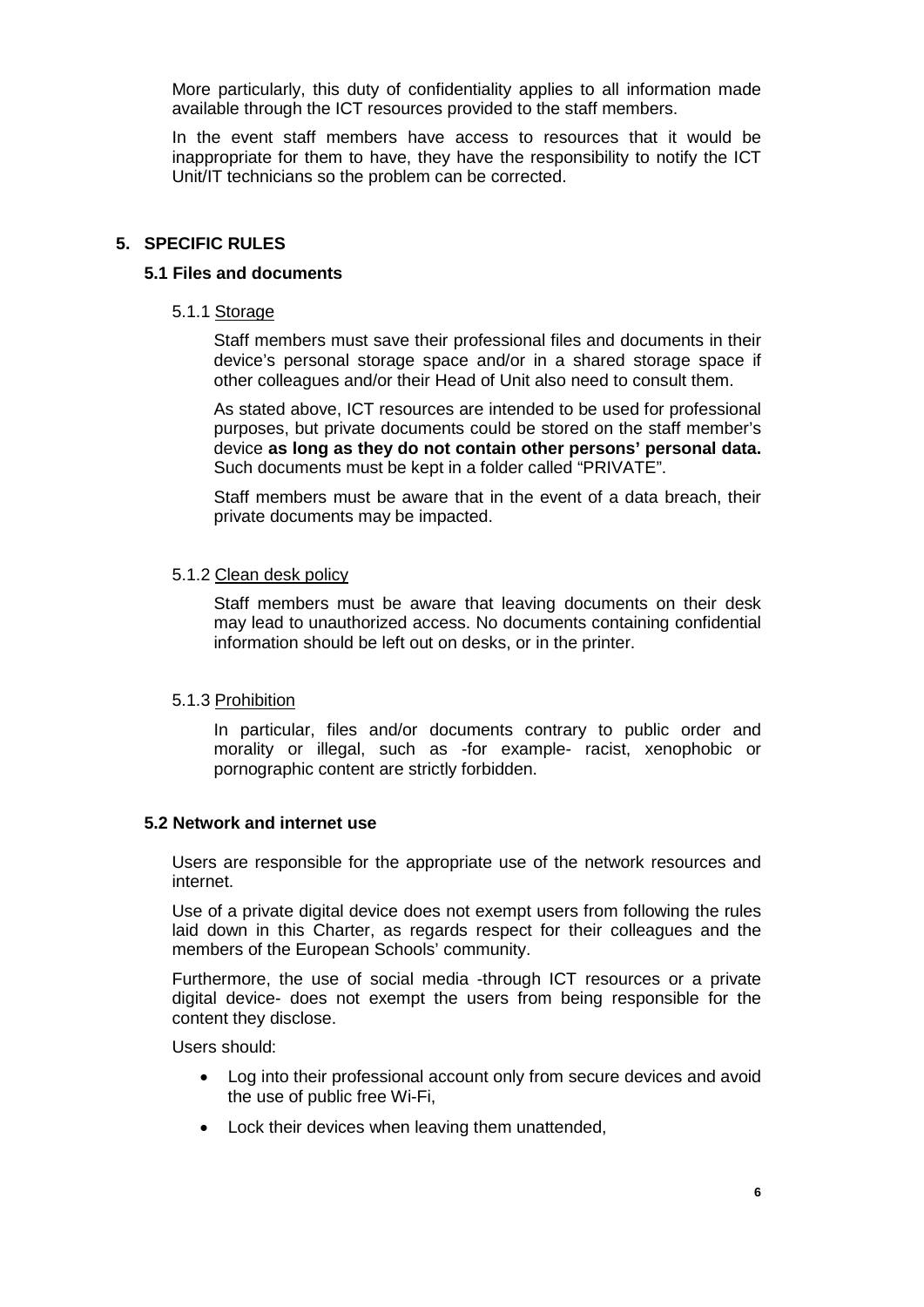More particularly, this duty of confidentiality applies to all information made available through the ICT resources provided to the staff members.

In the event staff members have access to resources that it would be inappropriate for them to have, they have the responsibility to notify the ICT Unit/IT technicians so the problem can be corrected.

## 5. SPECIFIC RULES

### 5.1 Files and documents

#### 5.1.1 Storage

Staff members must save their professional files and documents in their device's personal storage space and/or in a shared storage space if other colleagues and/or their Head of Unit also need to consult them.

As stated above, ICT resources are intended to be used for professional purposes, but private documents could be stored on the staff member's device **as long as they do not contain other persons' personal data.** Such documents must be kept in a folder called "PRIVATE".

Staff members must be aware that in the event of a data breach, their private documents may be impacted.

#### 5.1.2 Clean desk policy

Staff members must be aware that leaving documents on their desk may lead to unauthorized access. No documents containing confidential information should be left out on desks, or in the printer.

#### 5.1.3 Prohibition

In particular, files and/or documents contrary to public order and morality or illegal, such as -for example- racist, xenophobic or pornographic content are strictly forbidden.

### 5.2 Network and internet use

Users are responsible for the appropriate use of the network resources and internet.

Use of a private digital device does not exempt users from following the rules laid down in this Charter, as regards respect for their colleagues and the members of the European Schools' community.

Furthermore, the use of social media -through ICT resources or a private digital device- does not exempt the users from being responsible for the content they disclose.

Users should:

- Log into their professional account only from secure devices and avoid the use of public free Wi-Fi,
- Lock their devices when leaving them unattended,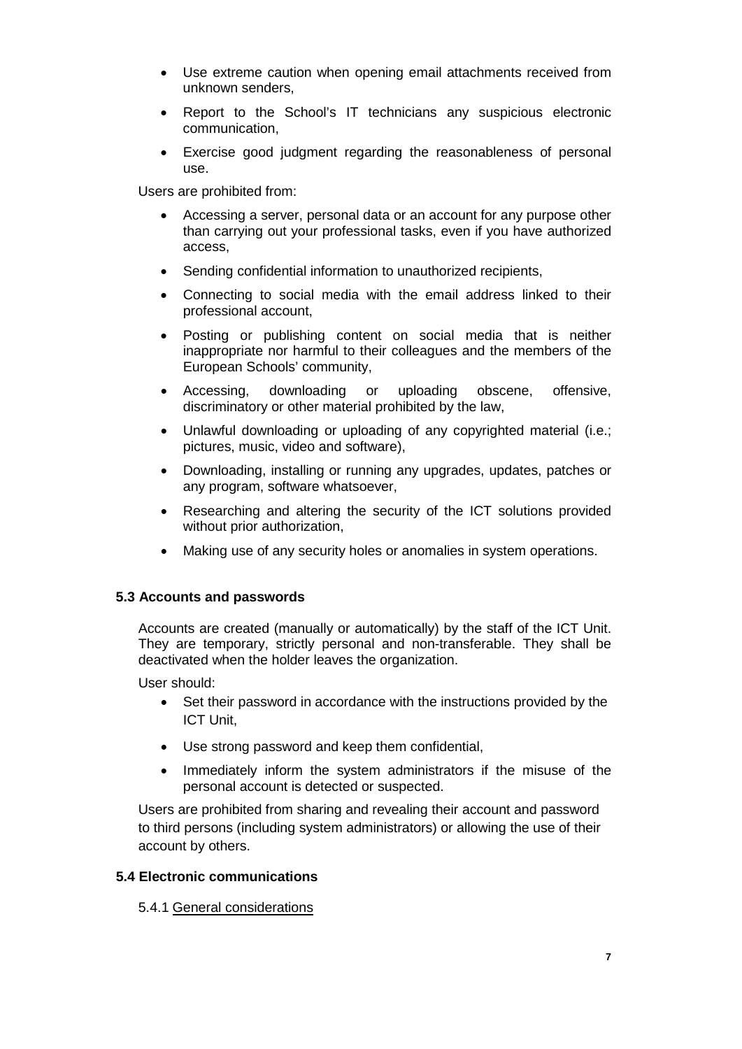- Use extreme caution when opening email attachments received from unknown senders,
- Report to the School's IT technicians any suspicious electronic communication,
- Exercise good judgment regarding the reasonableness of personal use.

Users are prohibited from:

- Accessing a server, personal data or an account for any purpose other than carrying out your professional tasks, even if you have authorized access,
- Sending confidential information to unauthorized recipients,
- Connecting to social media with the email address linked to their professional account,
- Posting or publishing content on social media that is neither inappropriate nor harmful to their colleagues and the members of the European Schools' community,
- Accessing, downloading or uploading obscene, offensive, discriminatory or other material prohibited by the law,
- Unlawful downloading or uploading of any copyrighted material (i.e.; pictures, music, video and software),
- Downloading, installing or running any upgrades, updates, patches or any program, software whatsoever,
- Researching and altering the security of the ICT solutions provided without prior authorization,
- Making use of any security holes or anomalies in system operations.

### 5.3 Accounts and passwords

Accounts are created (manually or automatically) by the staff of the ICT Unit. They are temporary, strictly personal and non-transferable. They shall be deactivated when the holder leaves the organization.

User should:

- Set their password in accordance with the instructions provided by the ICT Unit,
- Use strong password and keep them confidential,
- Immediately inform the system administrators if the misuse of the personal account is detected or suspected.

Users are prohibited from sharing and revealing their account and password to third persons (including system administrators) or allowing the use of their account by others.

### 5.4 Electronic communications

#### 5.4.1 General considerations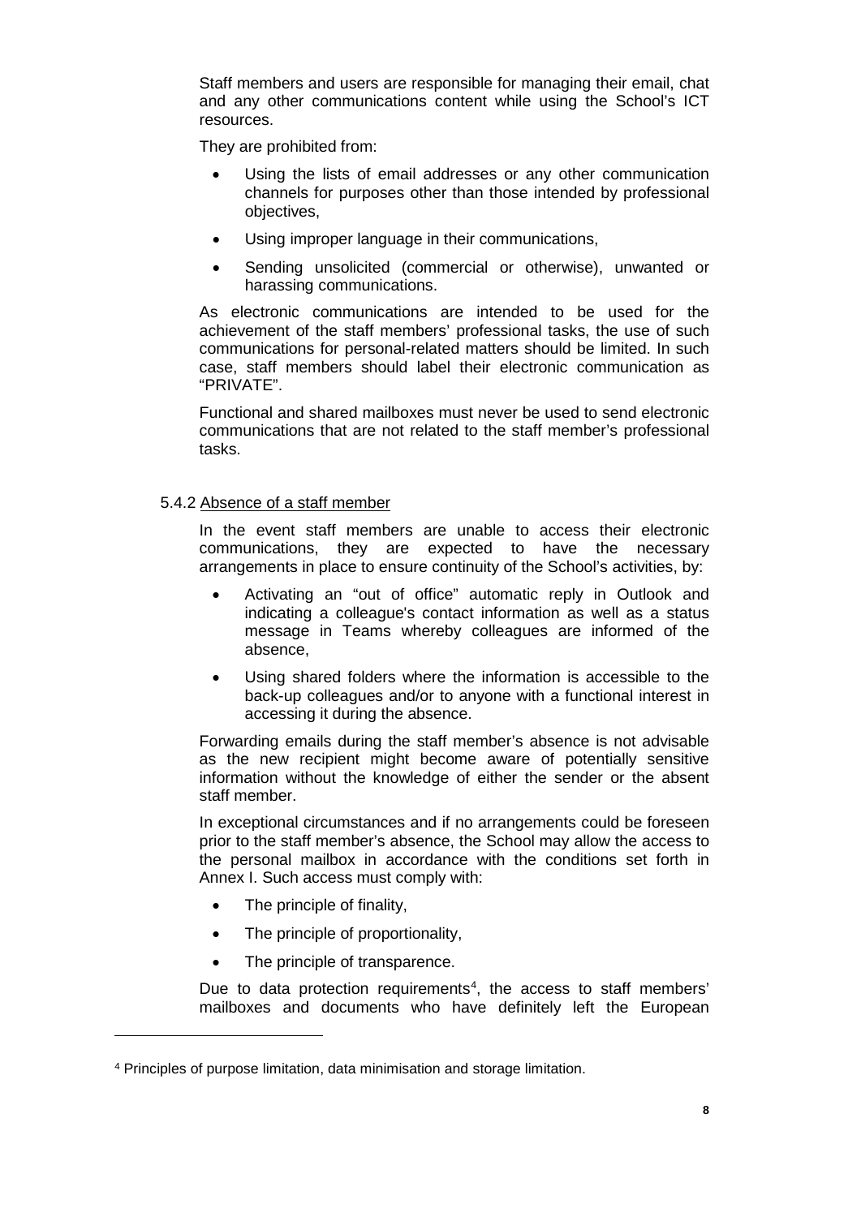Staff members and users are responsible for managing their email, chat and any other communications content while using the School's ICT resources.

They are prohibited from:

- Using the lists of email addresses or any other communication channels for purposes other than those intended by professional objectives,
- Using improper language in their communications,
- Sending unsolicited (commercial or otherwise), unwanted or harassing communications.

As electronic communications are intended to be used for the achievement of the staff members' professional tasks, the use of such communications for personal-related matters should be limited. In such case, staff members should label their electronic communication as "PRIVATE".

Functional and shared mailboxes must never be used to send electronic communications that are not related to the staff member's professional tasks.

5.4.2 Absence of a staff member

In the event staff members are unable to access their electronic communications, they are expected to have the necessary arrangements in place to ensure continuity of the School's activities, by:

- Activating an "out of office" automatic reply in Outlook and indicating a colleague's contact information as well as a status message in Teams whereby colleagues are informed of the absence,
- Using shared folders where the information is accessible to the back-up colleagues and/or to anyone with a functional interest in accessing it during the absence.

Forwarding emails during the staff member's absence is not advisable as the new recipient might become aware of potentially sensitive information without the knowledge of either the sender or the absent staff member.

In exceptional circumstances and if no arrangements could be foreseen prior to the staff member's absence, the School may allow the access to the personal mailbox in accordance with the conditions set forth in Annex I. Such access must comply with:

- The principle of finality,
- The principle of proportionality,
- The principle of transparence.

Due to data protection requirements[4], the access to staff members' mailboxes and documents who have definitely left the European

[4] Principles of purpose limitation, data minimisation and storage limitation.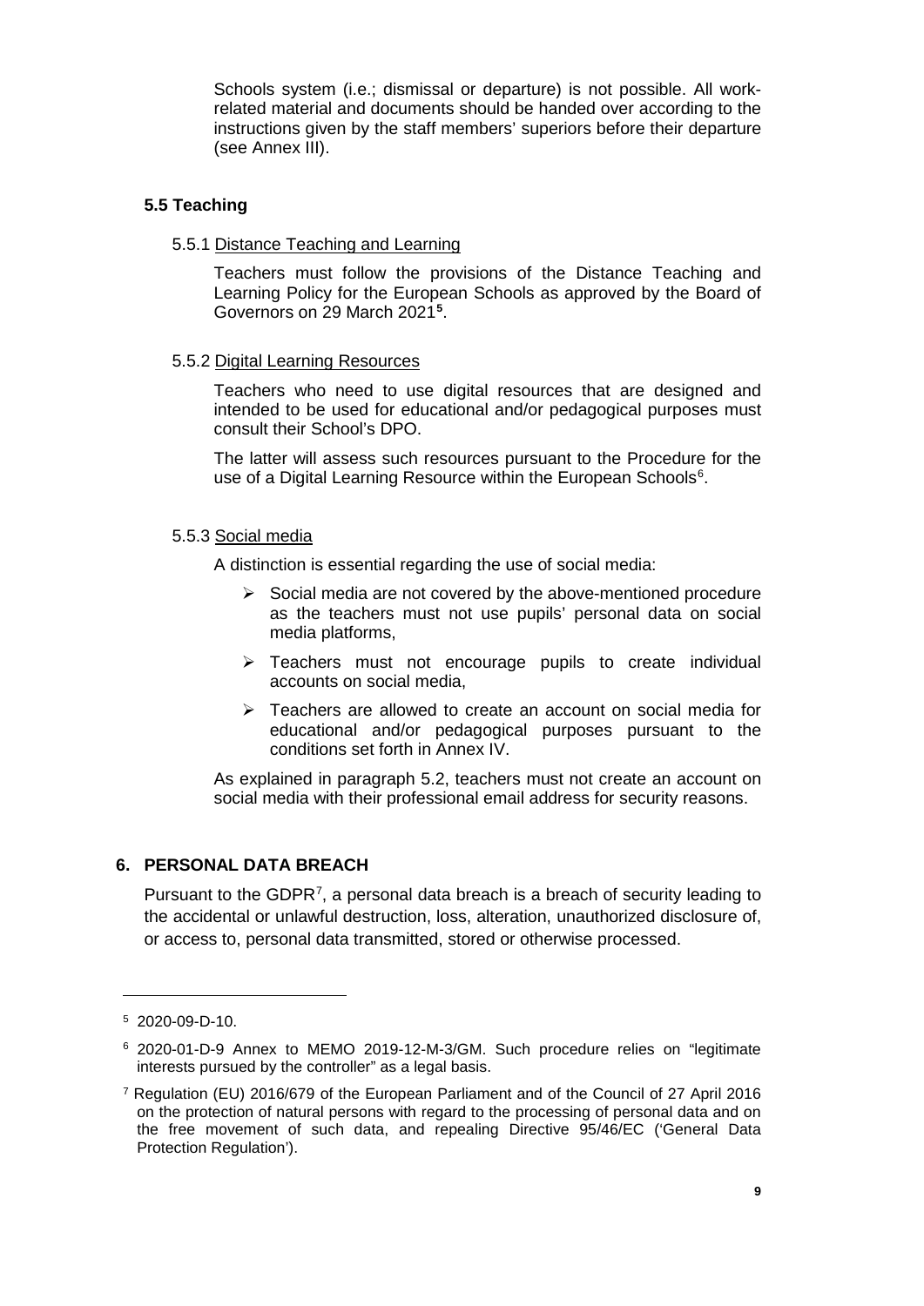Schools system (i.e.; dismissal or departure) is not possible. All work-related material and documents should be handed over according to the instructions given by the staff members' superiors before their departure (see Annex III).

### 5.5 Teaching

#### 5.5.1 Distance Teaching and Learning

Teachers must follow the provisions of the Distance Teaching and Learning Policy for the European Schools as approved by the Board of Governors on 29 March 2021[5].

#### 5.5.2 Digital Learning Resources

Teachers who need to use digital resources that are designed and intended to be used for educational and/or pedagogical purposes must consult their School's DPO.

The latter will assess such resources pursuant to the Procedure for the use of a Digital Learning Resource within the European Schools[6].

#### 5.5.3 Social media

A distinction is essential regarding the use of social media:

- Social media are not covered by the above-mentioned procedure as the teachers must not use pupils' personal data on social media platforms,
- Teachers must not encourage pupils to create individual accounts on social media,
- Teachers are allowed to create an account on social media for educational and/or pedagogical purposes pursuant to the conditions set forth in Annex IV.

As explained in paragraph 5.2, teachers must not create an account on social media with their professional email address for security reasons.

## 6. PERSONAL DATA BREACH

Pursuant to the GDPR[7], a personal data breach is a breach of security leading to the accidental or unlawful destruction, loss, alteration, unauthorized disclosure of, or access to, personal data transmitted, stored or otherwise processed.

---

[5] 2020-09-D-10.

[6] 2020-01-D-9 Annex to MEMO 2019-12-M-3/GM. Such procedure relies on "legitimate interests pursued by the controller" as a legal basis.

[7] Regulation (EU) 2016/679 of the European Parliament and of the Council of 27 April 2016 on the protection of natural persons with regard to the processing of personal data and on the free movement of such data, and repealing Directive 95/46/EC ('General Data Protection Regulation').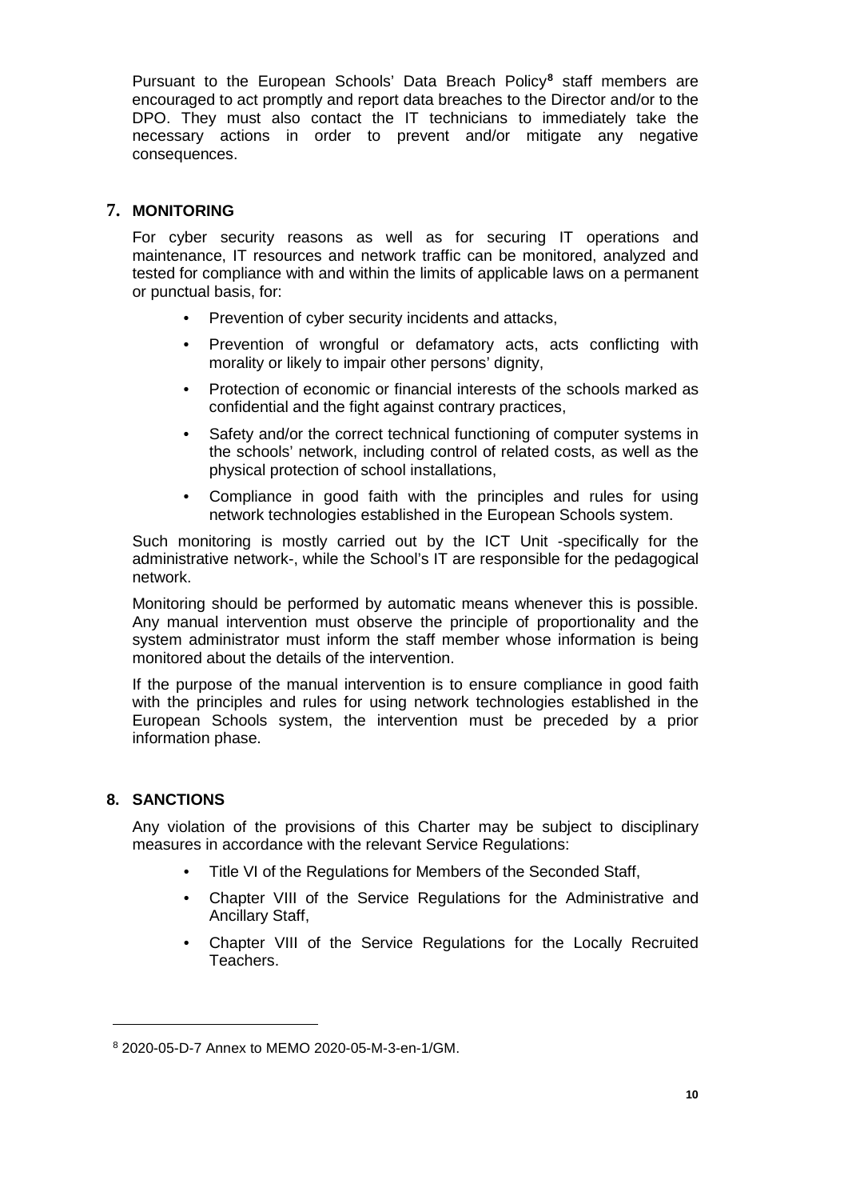Pursuant to the European Schools' Data Breach Policy[8] staff members are encouraged to act promptly and report data breaches to the Director and/or to the DPO. They must also contact the IT technicians to immediately take the necessary actions in order to prevent and/or mitigate any negative consequences.

## 7. MONITORING

For cyber security reasons as well as for securing IT operations and maintenance, IT resources and network traffic can be monitored, analyzed and tested for compliance with and within the limits of applicable laws on a permanent or punctual basis, for:

- Prevention of cyber security incidents and attacks,
- Prevention of wrongful or defamatory acts, acts conflicting with morality or likely to impair other persons' dignity,
- Protection of economic or financial interests of the schools marked as confidential and the fight against contrary practices,
- Safety and/or the correct technical functioning of computer systems in the schools' network, including control of related costs, as well as the physical protection of school installations,
- Compliance in good faith with the principles and rules for using network technologies established in the European Schools system.

Such monitoring is mostly carried out by the ICT Unit -specifically for the administrative network-, while the School's IT are responsible for the pedagogical network.

Monitoring should be performed by automatic means whenever this is possible. Any manual intervention must observe the principle of proportionality and the system administrator must inform the staff member whose information is being monitored about the details of the intervention.

If the purpose of the manual intervention is to ensure compliance in good faith with the principles and rules for using network technologies established in the European Schools system, the intervention must be preceded by a prior information phase.

## 8. SANCTIONS

Any violation of the provisions of this Charter may be subject to disciplinary measures in accordance with the relevant Service Regulations:

- Title VI of the Regulations for Members of the Seconded Staff,
- Chapter VIII of the Service Regulations for the Administrative and Ancillary Staff,
- Chapter VIII of the Service Regulations for the Locally Recruited Teachers.

---

[8] 2020-05-D-7 Annex to MEMO 2020-05-M-3-en-1/GM.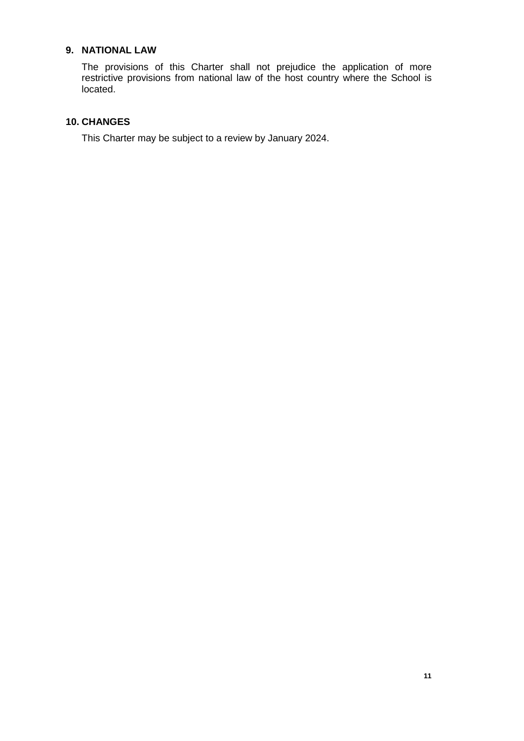## 9. NATIONAL LAW

The provisions of this Charter shall not prejudice the application of more restrictive provisions from national law of the host country where the School is located.

## 10. CHANGES

This Charter may be subject to a review by January 2024.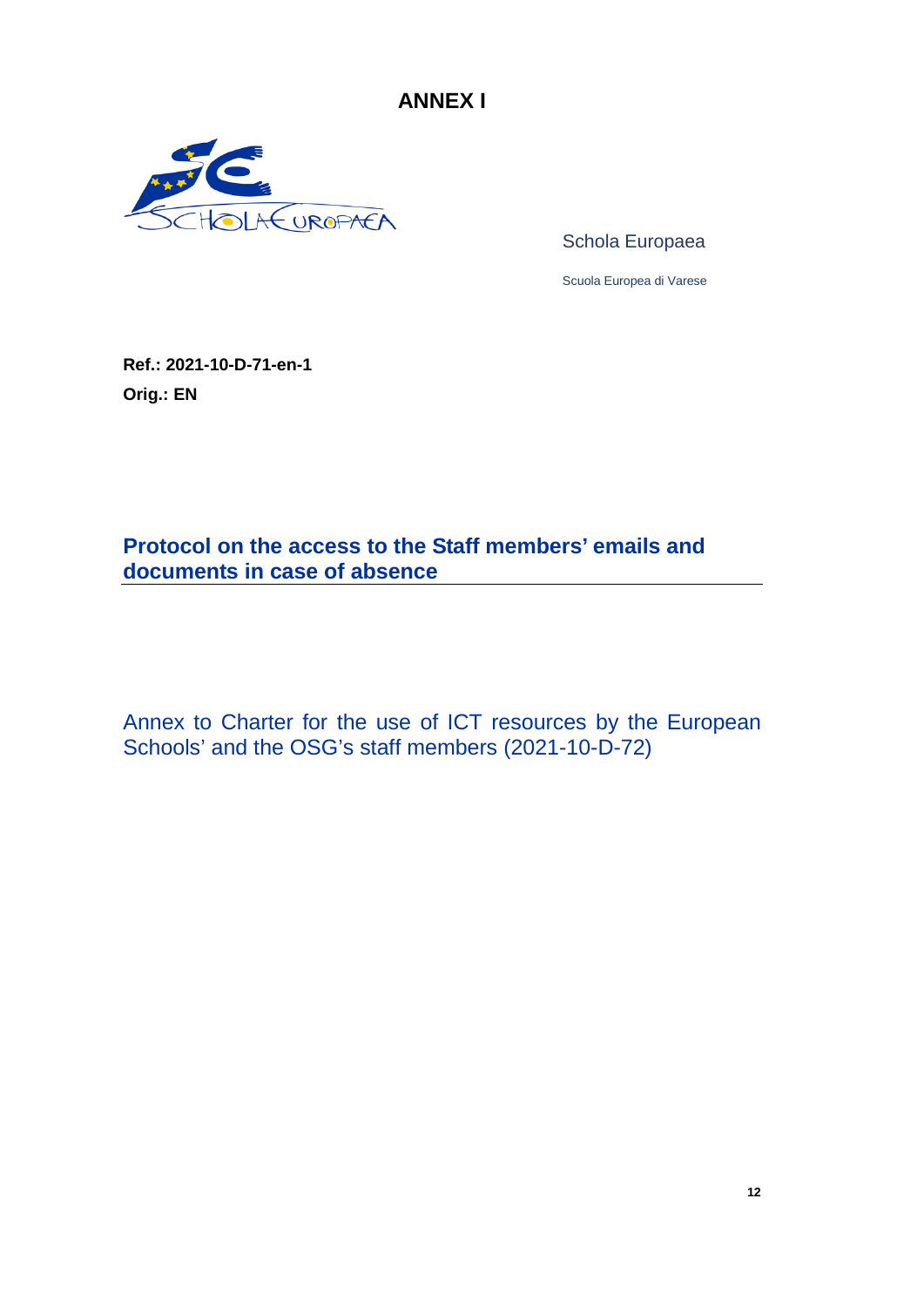# ANNEX I

Schola Europaea

Scuola Europea di Varese

**Ref.: 2021-10-D-71-en-1**

**Orig.: EN**

## Protocol on the access to the Staff members' emails and documents in case of absence

Annex to Charter for the use of ICT resources by the European Schools' and the OSG's staff members (2021-10-D-72)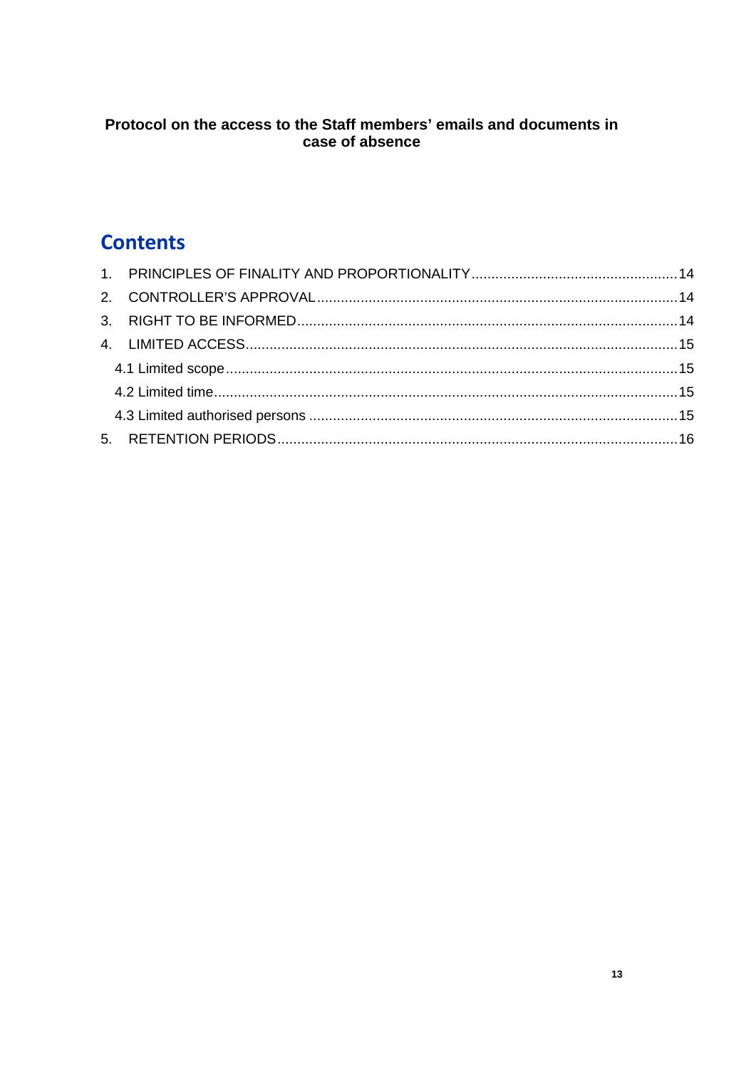**Protocol on the access to the Staff members' emails and documents in case of absence**

## Contents

1. PRINCIPLES OF FINALITY AND PROPORTIONALITY ........ 14
2. CONTROLLER'S APPROVAL ........ 14
3. RIGHT TO BE INFORMED ........ 14
4. LIMITED ACCESS ........ 15
   - 4.1 Limited scope ........ 15
   - 4.2 Limited time ........ 15
   - 4.3 Limited authorised persons ........ 15
5. RETENTION PERIODS ........ 16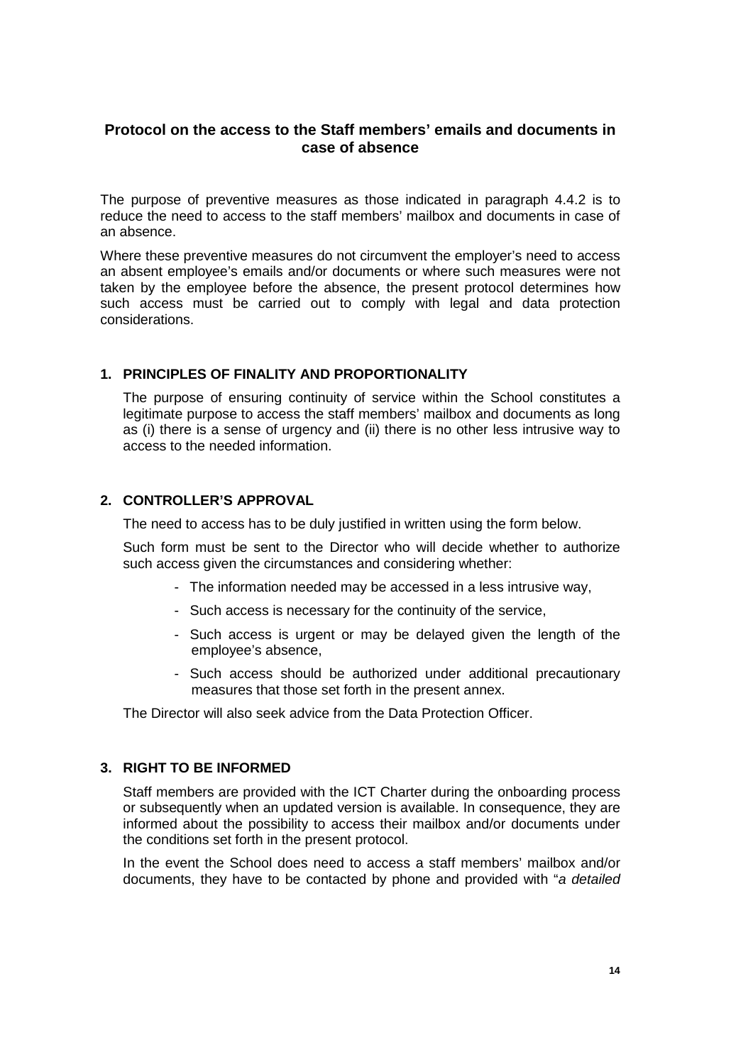## Protocol on the access to the Staff members' emails and documents in case of absence

The purpose of preventive measures as those indicated in paragraph 4.4.2 is to reduce the need to access to the staff members' mailbox and documents in case of an absence.

Where these preventive measures do not circumvent the employer's need to access an absent employee's emails and/or documents or where such measures were not taken by the employee before the absence, the present protocol determines how such access must be carried out to comply with legal and data protection considerations.

### 1. PRINCIPLES OF FINALITY AND PROPORTIONALITY

The purpose of ensuring continuity of service within the School constitutes a legitimate purpose to access the staff members' mailbox and documents as long as (i) there is a sense of urgency and (ii) there is no other less intrusive way to access to the needed information.

### 2. CONTROLLER'S APPROVAL

The need to access has to be duly justified in written using the form below.

Such form must be sent to the Director who will decide whether to authorize such access given the circumstances and considering whether:

- The information needed may be accessed in a less intrusive way,
- Such access is necessary for the continuity of the service,
- Such access is urgent or may be delayed given the length of the employee's absence,
- Such access should be authorized under additional precautionary measures that those set forth in the present annex.

The Director will also seek advice from the Data Protection Officer.

### 3. RIGHT TO BE INFORMED

Staff members are provided with the ICT Charter during the onboarding process or subsequently when an updated version is available. In consequence, they are informed about the possibility to access their mailbox and/or documents under the conditions set forth in the present protocol.

In the event the School does need to access a staff members' mailbox and/or documents, they have to be contacted by phone and provided with "*a detailed*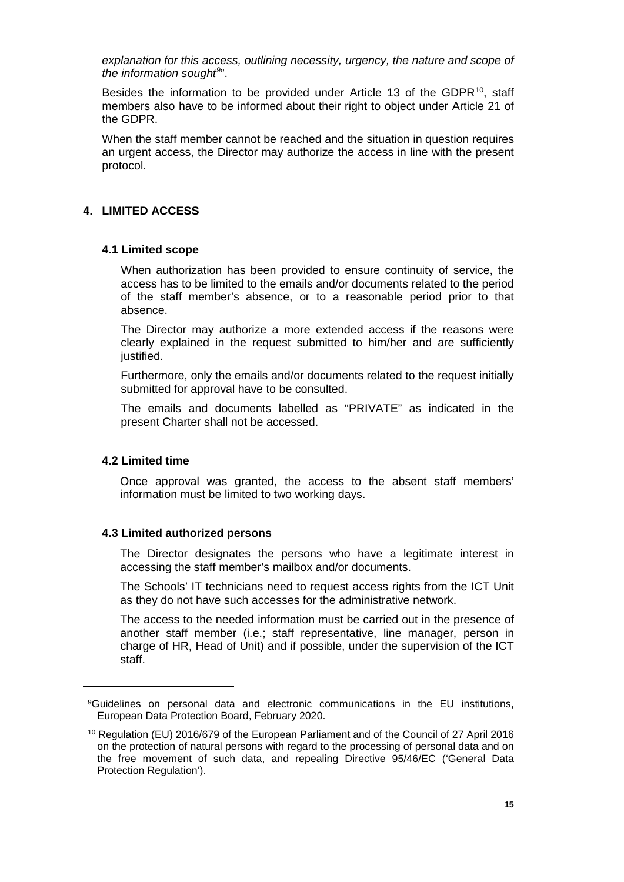*explanation for this access, outlining necessity, urgency, the nature and scope of the information sought*[9]".

Besides the information to be provided under Article 13 of the GDPR[10], staff members also have to be informed about their right to object under Article 21 of the GDPR.

When the staff member cannot be reached and the situation in question requires an urgent access, the Director may authorize the access in line with the present protocol.

## 4. LIMITED ACCESS

### 4.1 Limited scope

When authorization has been provided to ensure continuity of service, the access has to be limited to the emails and/or documents related to the period of the staff member's absence, or to a reasonable period prior to that absence.

The Director may authorize a more extended access if the reasons were clearly explained in the request submitted to him/her and are sufficiently justified.

Furthermore, only the emails and/or documents related to the request initially submitted for approval have to be consulted.

The emails and documents labelled as "PRIVATE" as indicated in the present Charter shall not be accessed.

### 4.2 Limited time

Once approval was granted, the access to the absent staff members' information must be limited to two working days.

### 4.3 Limited authorized persons

The Director designates the persons who have a legitimate interest in accessing the staff member's mailbox and/or documents.

The Schools' IT technicians need to request access rights from the ICT Unit as they do not have such accesses for the administrative network.

The access to the needed information must be carried out in the presence of another staff member (i.e.; staff representative, line manager, person in charge of HR, Head of Unit) and if possible, under the supervision of the ICT staff.

---

[9] Guidelines on personal data and electronic communications in the EU institutions, European Data Protection Board, February 2020.

[10] Regulation (EU) 2016/679 of the European Parliament and of the Council of 27 April 2016 on the protection of natural persons with regard to the processing of personal data and on the free movement of such data, and repealing Directive 95/46/EC ('General Data Protection Regulation').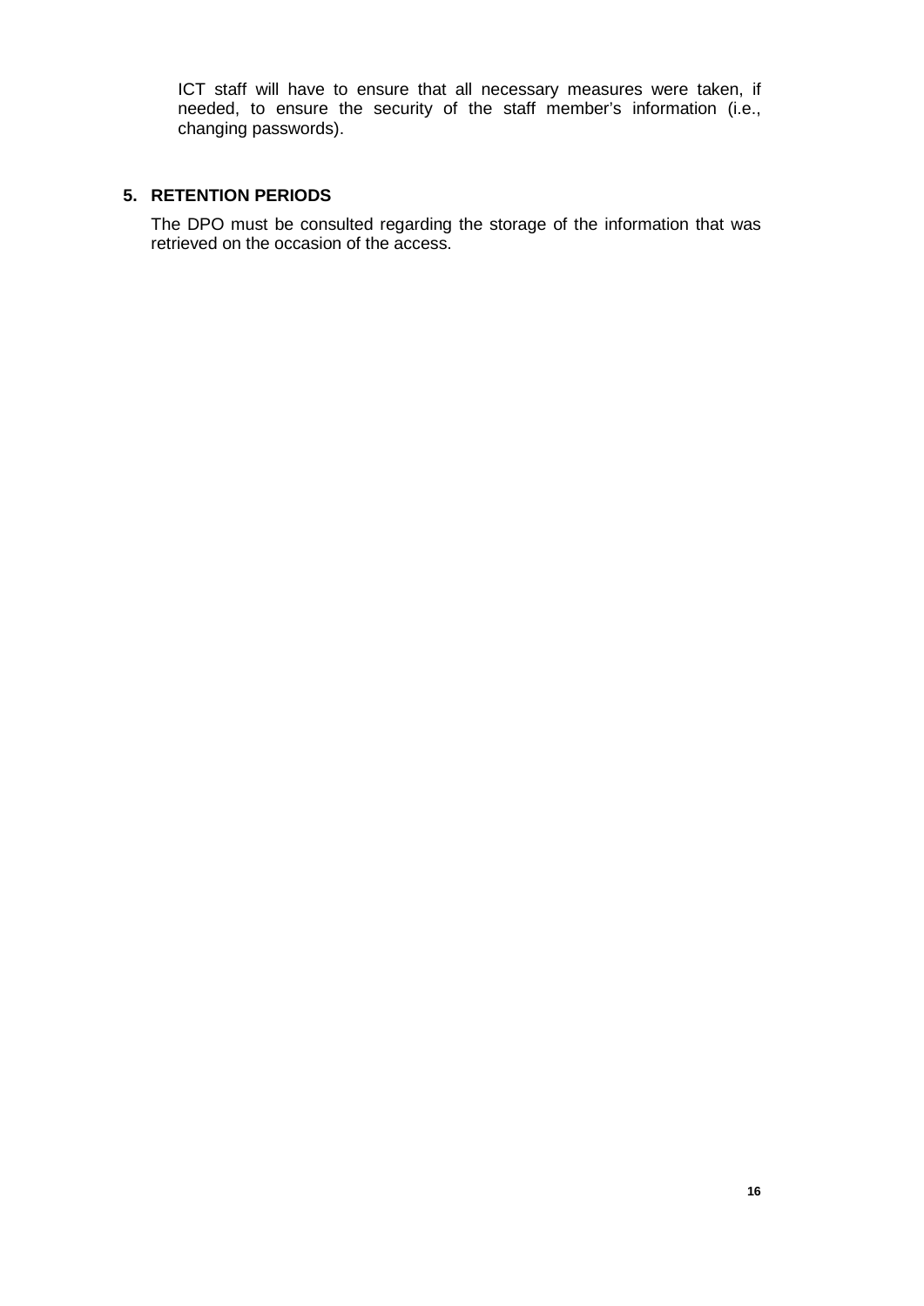ICT staff will have to ensure that all necessary measures were taken, if needed, to ensure the security of the staff member's information (i.e., changing passwords).

## 5. RETENTION PERIODS

The DPO must be consulted regarding the storage of the information that was retrieved on the occasion of the access.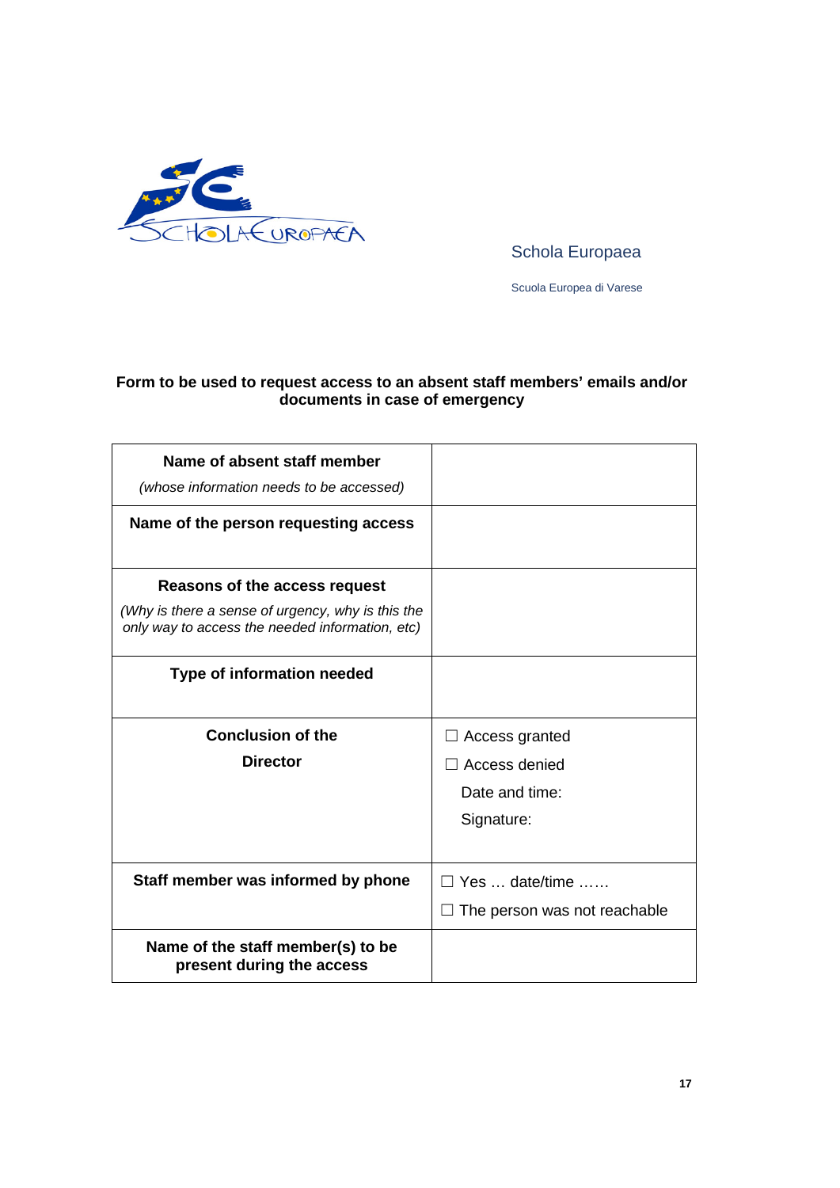Schola Europaea

Scuola Europea di Varese

**Form to be used to request access to an absent staff members' emails and/or documents in case of emergency**

| **Name of absent staff member** *(whose information needs to be accessed)* | |
|---|---|
| **Name of the person requesting access** | |
| **Reasons of the access request** *(Why is there a sense of urgency, why is this the only way to access the needed information, etc)* | |
| **Type of information needed** | |
| **Conclusion of the Director** | ☐ Access granted<br>☐ Access denied<br>Date and time:<br>Signature: |
| **Staff member was informed by phone** | ☐ Yes … date/time ……<br>☐ The person was not reachable |
| **Name of the staff member(s) to be present during the access** | |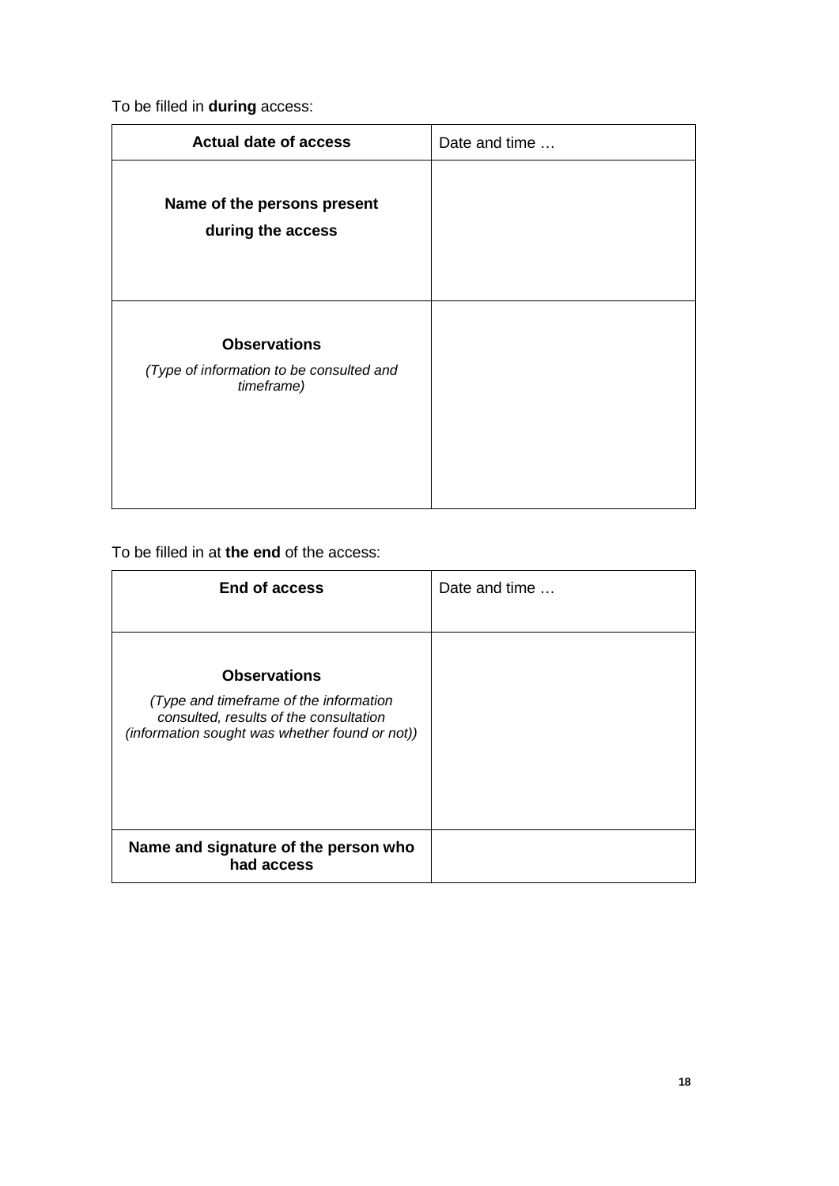To be filled in **during** access:

| **Actual date of access** | Date and time … |
|---|---|
| **Name of the persons present during the access** | |
| **Observations** *(Type of information to be consulted and timeframe)* | |

To be filled in at **the end** of the access:

| **End of access** | Date and time … |
|---|---|
| **Observations** *(Type and timeframe of the information consulted, results of the consultation (information sought was whether found or not))* | |
| **Name and signature of the person who had access** | |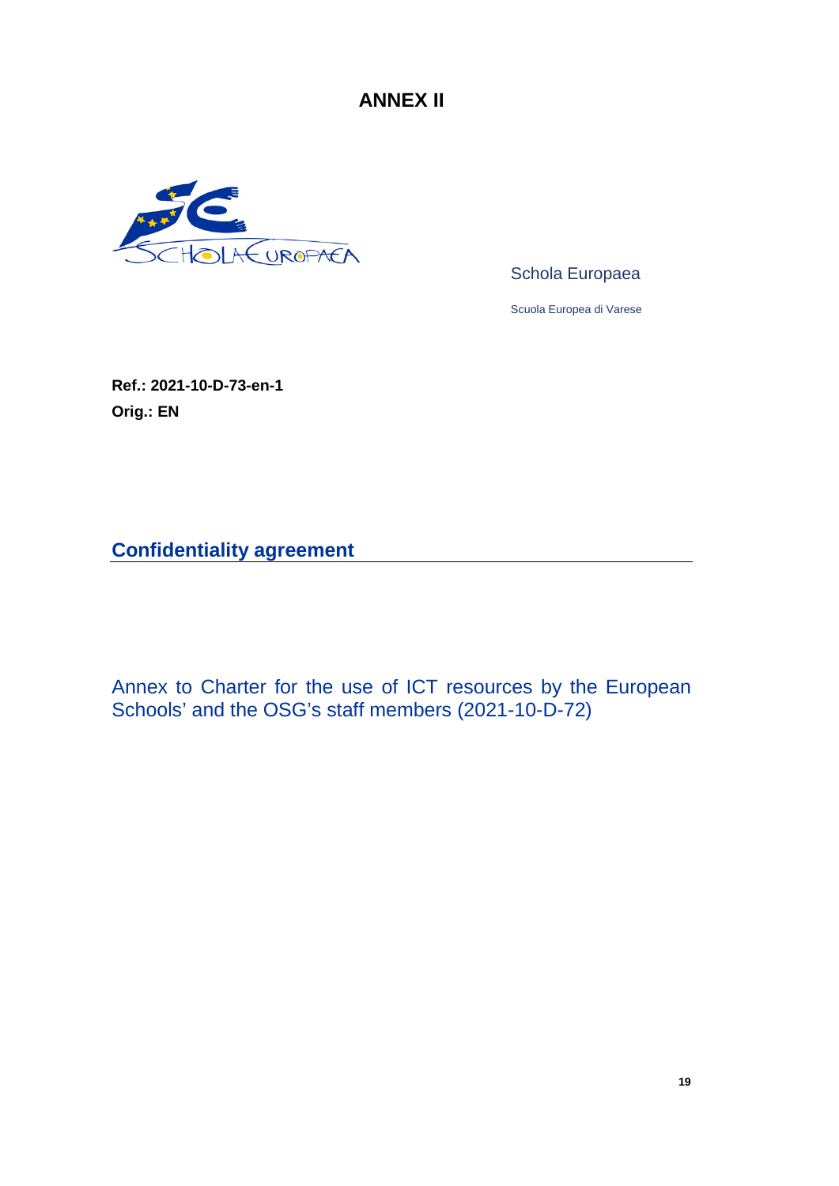# ANNEX II

Schola Europaea

Scuola Europea di Varese

**Ref.: 2021-10-D-73-en-1**
**Orig.: EN**

## Confidentiality agreement

Annex to Charter for the use of ICT resources by the European Schools' and the OSG's staff members (2021-10-D-72)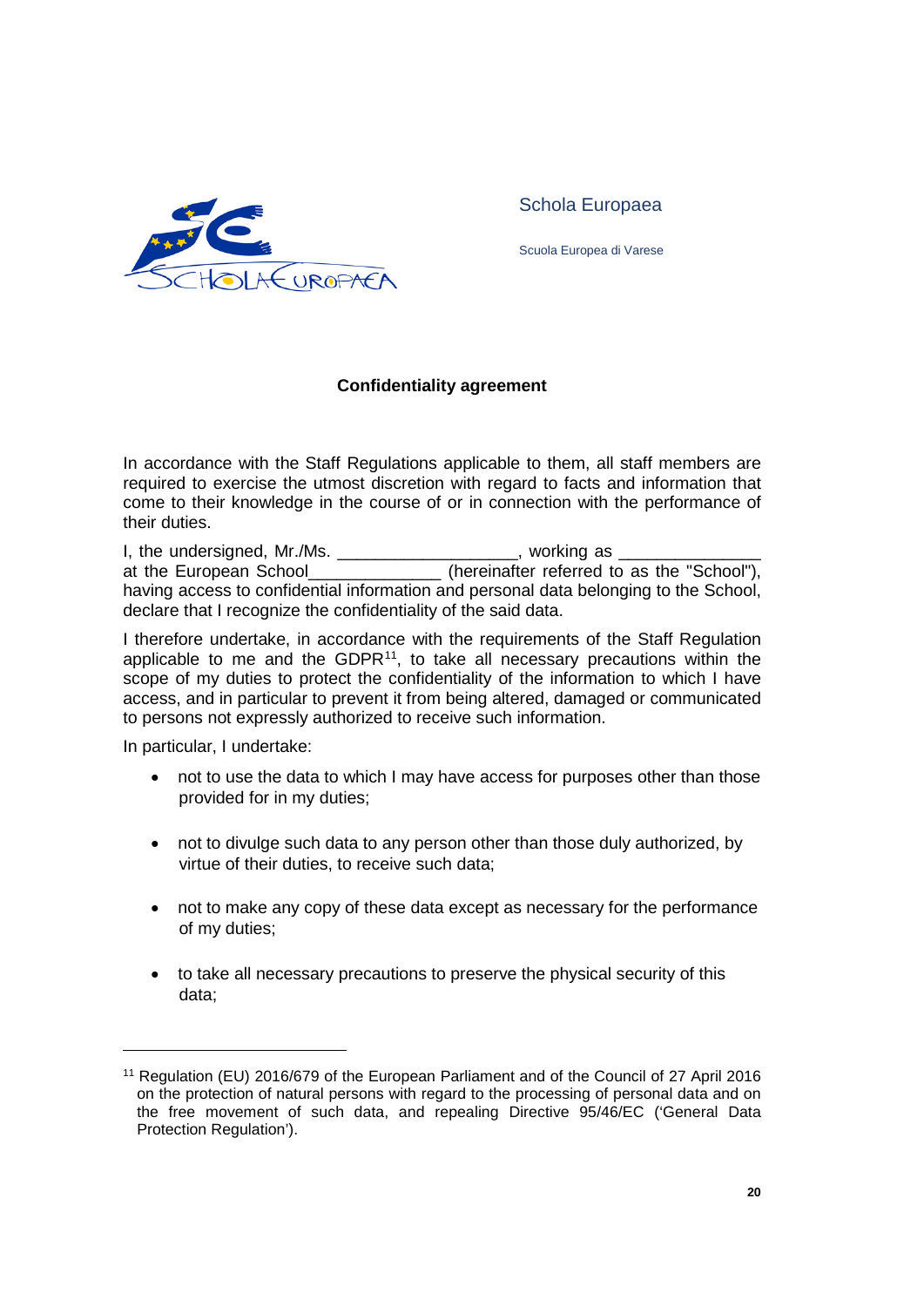Schola Europaea

Scuola Europea di Varese

**Confidentiality agreement**

In accordance with the Staff Regulations applicable to them, all staff members are required to exercise the utmost discretion with regard to facts and information that come to their knowledge in the course of or in connection with the performance of their duties.

I, the undersigned, Mr./Ms. ___________________, working as _______________ at the European School______________ (hereinafter referred to as the "School"), having access to confidential information and personal data belonging to the School, declare that I recognize the confidentiality of the said data.

I therefore undertake, in accordance with the requirements of the Staff Regulation applicable to me and the GDPR[11], to take all necessary precautions within the scope of my duties to protect the confidentiality of the information to which I have access, and in particular to prevent it from being altered, damaged or communicated to persons not expressly authorized to receive such information.

In particular, I undertake:

- not to use the data to which I may have access for purposes other than those provided for in my duties;
- not to divulge such data to any person other than those duly authorized, by virtue of their duties, to receive such data;
- not to make any copy of these data except as necessary for the performance of my duties;
- to take all necessary precautions to preserve the physical security of this data;

[11] Regulation (EU) 2016/679 of the European Parliament and of the Council of 27 April 2016 on the protection of natural persons with regard to the processing of personal data and on the free movement of such data, and repealing Directive 95/46/EC ('General Data Protection Regulation').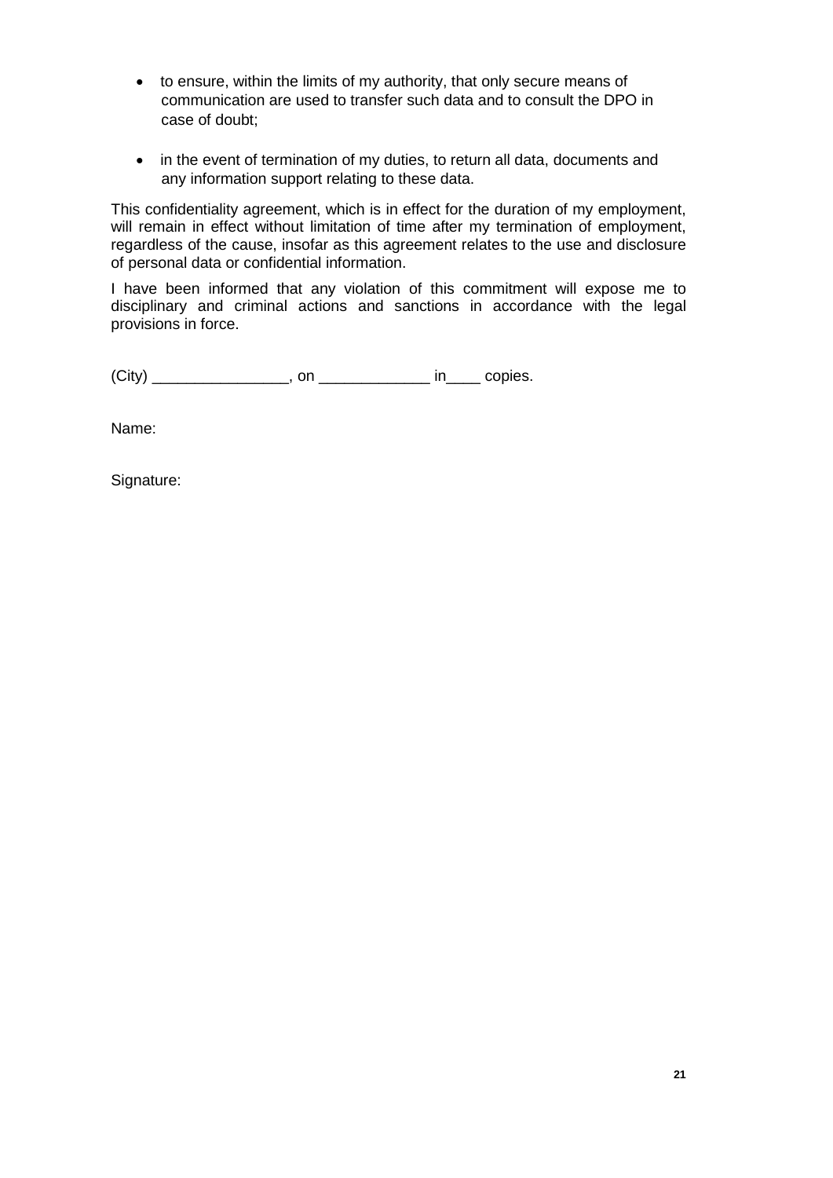- to ensure, within the limits of my authority, that only secure means of communication are used to transfer such data and to consult the DPO in case of doubt;

- in the event of termination of my duties, to return all data, documents and any information support relating to these data.

This confidentiality agreement, which is in effect for the duration of my employment, will remain in effect without limitation of time after my termination of employment, regardless of the cause, insofar as this agreement relates to the use and disclosure of personal data or confidential information.

I have been informed that any violation of this commitment will expose me to disciplinary and criminal actions and sanctions in accordance with the legal provisions in force.

(City) ________________, on _____________ in____ copies.

Name:

Signature: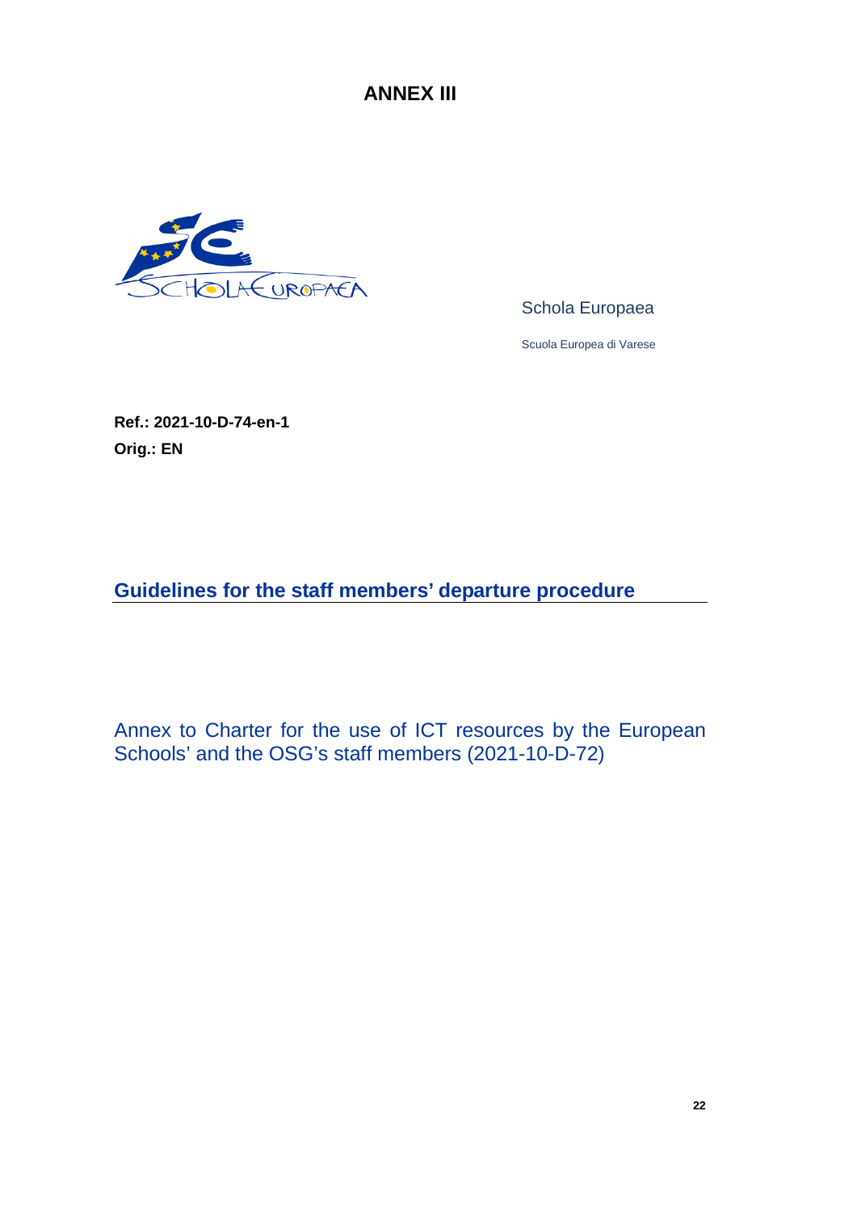# ANNEX III

Schola Europaea

Scuola Europea di Varese

**Ref.: 2021-10-D-74-en-1**
**Orig.: EN**

## Guidelines for the staff members' departure procedure

Annex to Charter for the use of ICT resources by the European Schools' and the OSG's staff members (2021-10-D-72)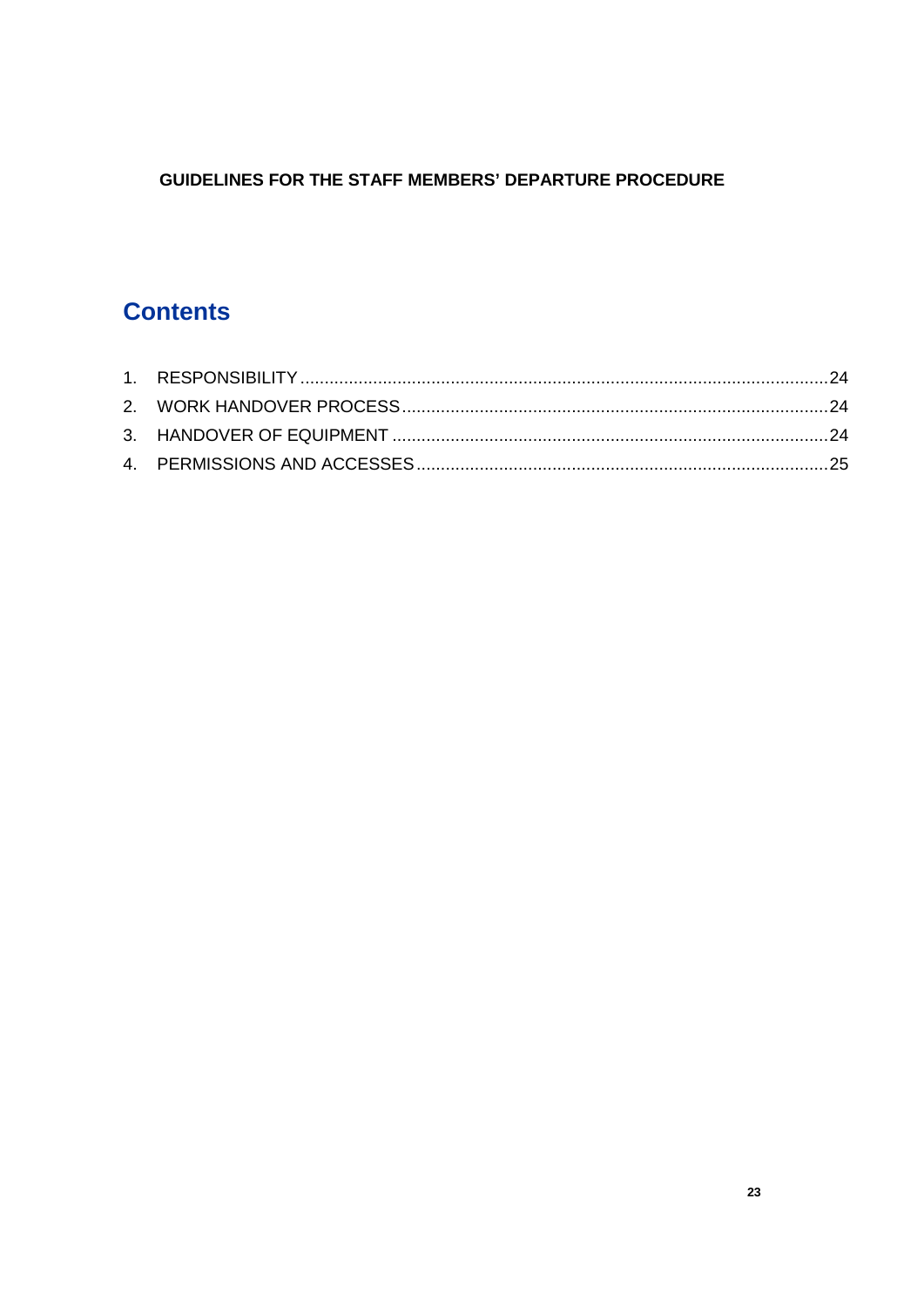**GUIDELINES FOR THE STAFF MEMBERS' DEPARTURE PROCEDURE**

## Contents

1. RESPONSIBILITY ........................................................................................................24
2. WORK HANDOVER PROCESS ....................................................................................24
3. HANDOVER OF EQUIPMENT ......................................................................................24
4. PERMISSIONS AND ACCESSES ..................................................................................25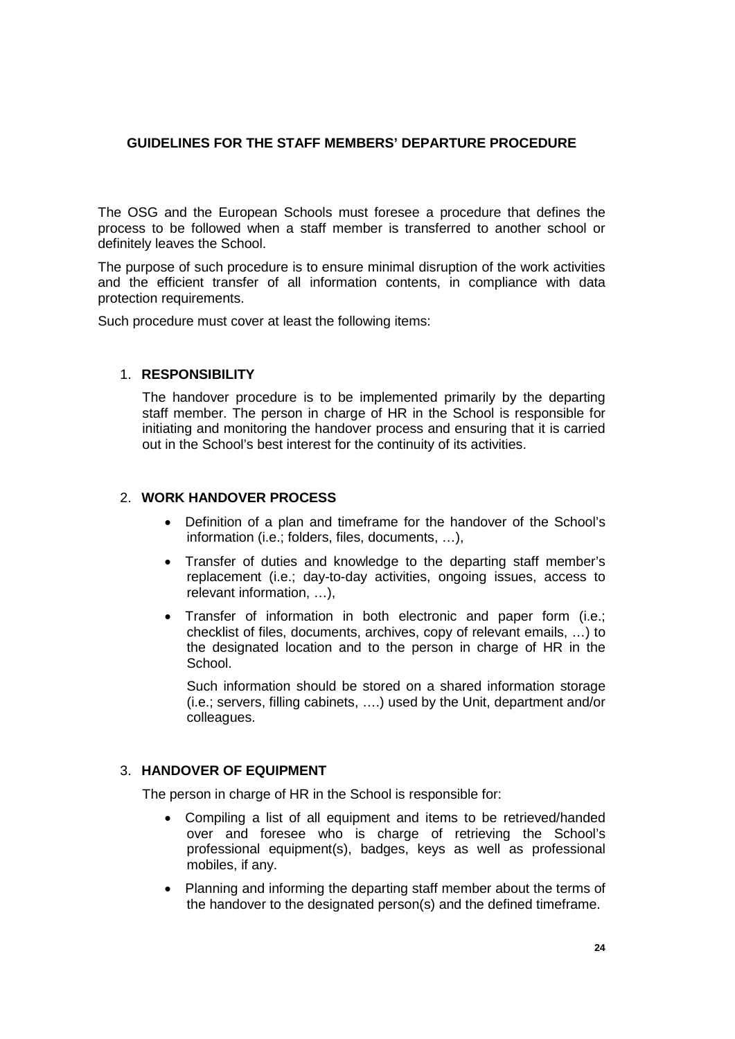## GUIDELINES FOR THE STAFF MEMBERS' DEPARTURE PROCEDURE

The OSG and the European Schools must foresee a procedure that defines the process to be followed when a staff member is transferred to another school or definitely leaves the School.

The purpose of such procedure is to ensure minimal disruption of the work activities and the efficient transfer of all information contents, in compliance with data protection requirements.

Such procedure must cover at least the following items:

1. **RESPONSIBILITY**

   The handover procedure is to be implemented primarily by the departing staff member. The person in charge of HR in the School is responsible for initiating and monitoring the handover process and ensuring that it is carried out in the School's best interest for the continuity of its activities.

2. **WORK HANDOVER PROCESS**

   - Definition of a plan and timeframe for the handover of the School's information (i.e.; folders, files, documents, …),
   - Transfer of duties and knowledge to the departing staff member's replacement (i.e.; day-to-day activities, ongoing issues, access to relevant information, …),
   - Transfer of information in both electronic and paper form (i.e.; checklist of files, documents, archives, copy of relevant emails, …) to the designated location and to the person in charge of HR in the School.

     Such information should be stored on a shared information storage (i.e.; servers, filling cabinets, ….) used by the Unit, department and/or colleagues.

3. **HANDOVER OF EQUIPMENT**

   The person in charge of HR in the School is responsible for:

   - Compiling a list of all equipment and items to be retrieved/handed over and foresee who is charge of retrieving the School's professional equipment(s), badges, keys as well as professional mobiles, if any.
   - Planning and informing the departing staff member about the terms of the handover to the designated person(s) and the defined timeframe.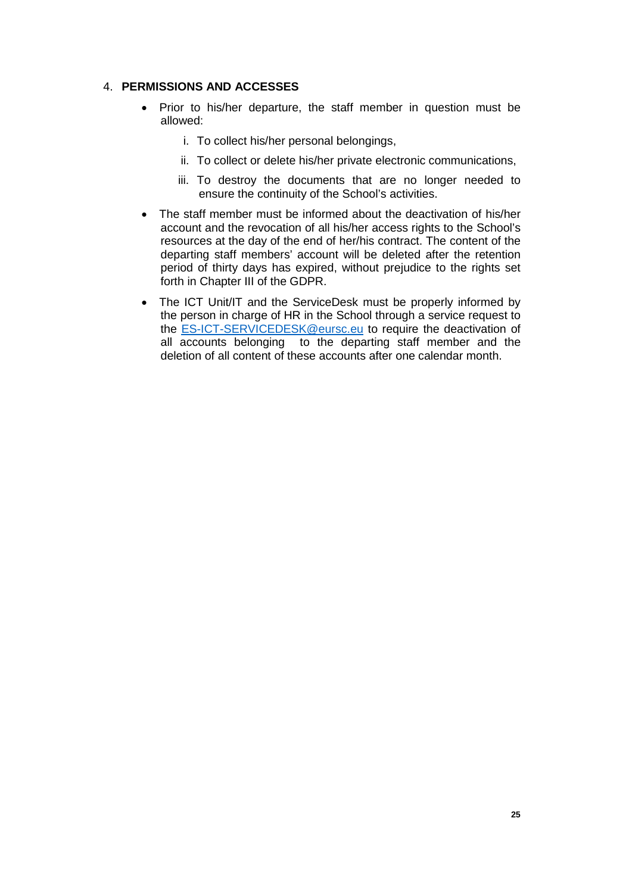## 4. PERMISSIONS AND ACCESSES

- Prior to his/her departure, the staff member in question must be allowed:

  i. To collect his/her personal belongings,

  ii. To collect or delete his/her private electronic communications,

  iii. To destroy the documents that are no longer needed to ensure the continuity of the School's activities.

- The staff member must be informed about the deactivation of his/her account and the revocation of all his/her access rights to the School's resources at the day of the end of her/his contract. The content of the departing staff members' account will be deleted after the retention period of thirty days has expired, without prejudice to the rights set forth in Chapter III of the GDPR.

- The ICT Unit/IT and the ServiceDesk must be properly informed by the person in charge of HR in the School through a service request to the [ES-ICT-SERVICEDESK@eursc.eu](mailto:ES-ICT-SERVICEDESK@eursc.eu) to require the deactivation of all accounts belonging to the departing staff member and the deletion of all content of these accounts after one calendar month.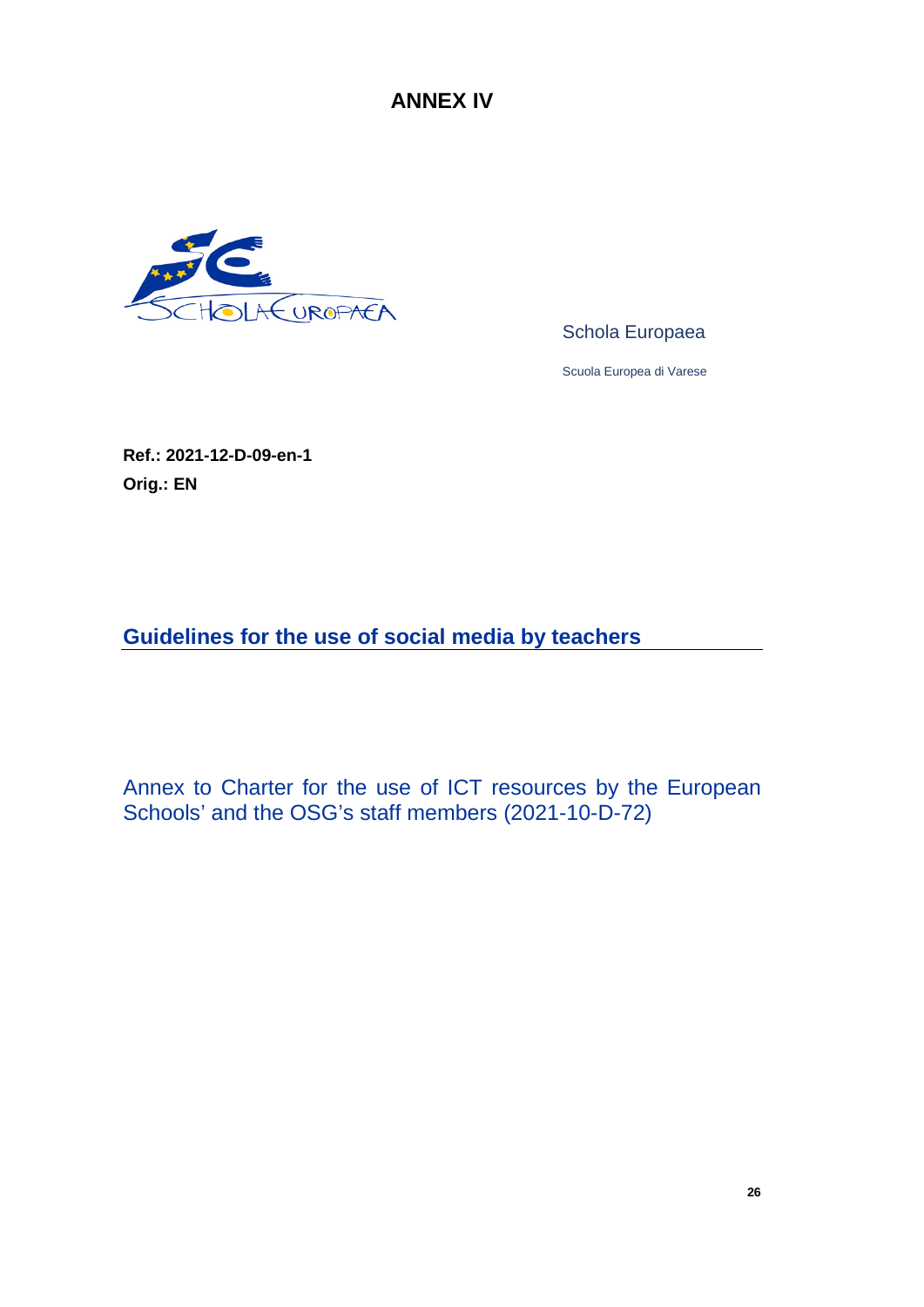# ANNEX IV

Schola Europaea

Scuola Europea di Varese

**Ref.: 2021-12-D-09-en-1**
**Orig.: EN**

## Guidelines for the use of social media by teachers

Annex to Charter for the use of ICT resources by the European Schools' and the OSG's staff members (2021-10-D-72)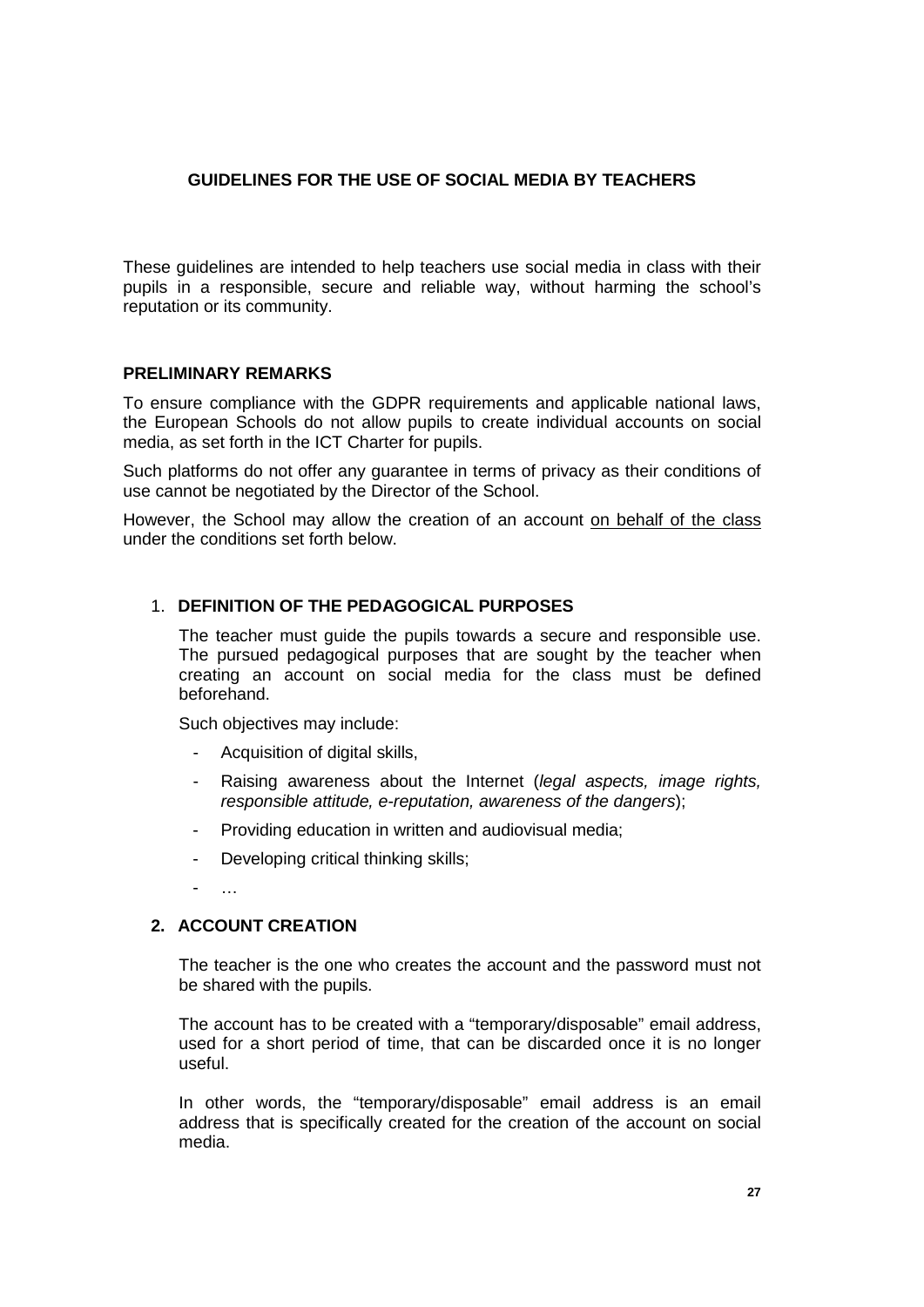# GUIDELINES FOR THE USE OF SOCIAL MEDIA BY TEACHERS

These guidelines are intended to help teachers use social media in class with their pupils in a responsible, secure and reliable way, without harming the school's reputation or its community.

## PRELIMINARY REMARKS

To ensure compliance with the GDPR requirements and applicable national laws, the European Schools do not allow pupils to create individual accounts on social media, as set forth in the ICT Charter for pupils.

Such platforms do not offer any guarantee in terms of privacy as their conditions of use cannot be negotiated by the Director of the School.

However, the School may allow the creation of an account <u>on behalf of the class</u> under the conditions set forth below.

## 1. DEFINITION OF THE PEDAGOGICAL PURPOSES

The teacher must guide the pupils towards a secure and responsible use. The pursued pedagogical purposes that are sought by the teacher when creating an account on social media for the class must be defined beforehand.

Such objectives may include:

- Acquisition of digital skills,
- Raising awareness about the Internet (*legal aspects, image rights, responsible attitude, e-reputation, awareness of the dangers*);
- Providing education in written and audiovisual media;
- Developing critical thinking skills;
- …

## 2. ACCOUNT CREATION

The teacher is the one who creates the account and the password must not be shared with the pupils.

The account has to be created with a "temporary/disposable" email address, used for a short period of time, that can be discarded once it is no longer useful.

In other words, the "temporary/disposable" email address is an email address that is specifically created for the creation of the account on social media.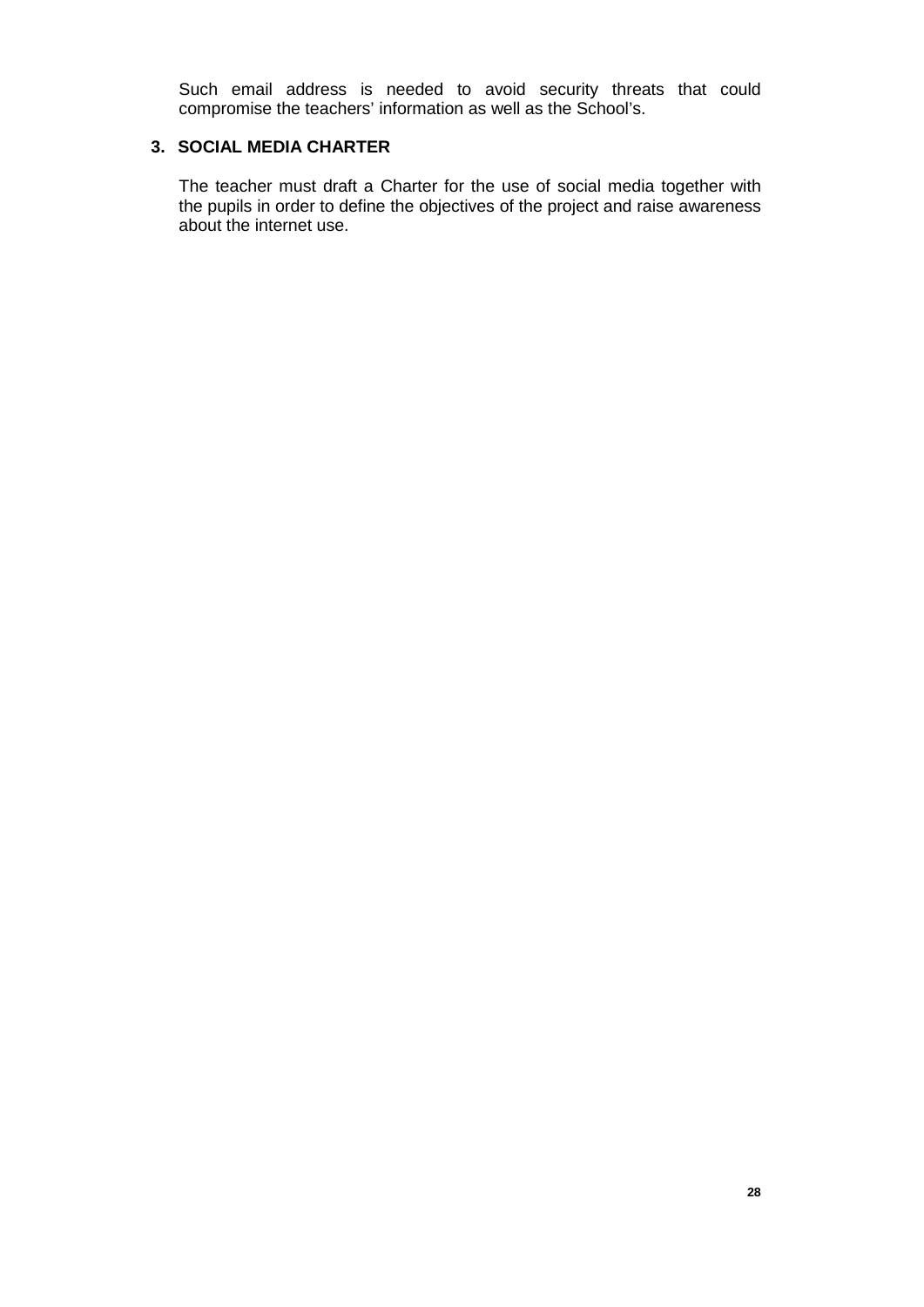Such email address is needed to avoid security threats that could compromise the teachers' information as well as the School's.

### 3. SOCIAL MEDIA CHARTER

The teacher must draft a Charter for the use of social media together with the pupils in order to define the objectives of the project and raise awareness about the internet use.